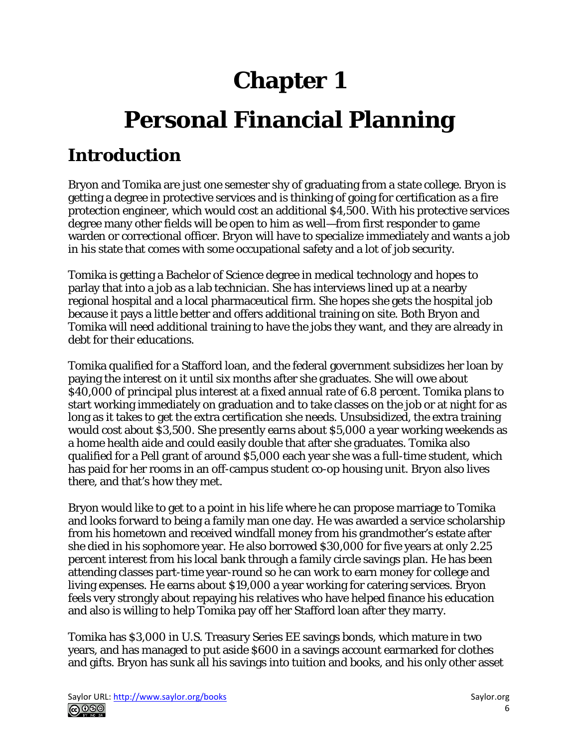# Chapter 1

# Personal Financial Planning

## Introduction

Bryon and Tomika are just one semester shy of graduating from a state college. Bryon is getting a degree in protective services and is thinking of going for certification as a fire protection engineer, which would cost an additional $4,500. With his protective services degree many other fields will be open to him as well—from first responder to game warden or correctional officer. Bryon will have to specialize immediately and wants a job in his state that comes with some occupational safety and a lot of job security.

Tomika is getting a Bachelor of Science degree in medical technology and hopes to parlay that into a job as a lab technician. She has interviews lined up at a nearby regional hospital and a local pharmaceutical firm. She hopes she gets the hospital job because it pays a little better and offers additional training on site. Both Bryon and Tomika will need additional training to have the jobs they want, and they are already in debt for their educations.

Tomika qualified for a Stafford loan, and the federal government subsidizes her loan by paying the interest on it until six months after she graduates. She will owe about $40,000 of principal plus interest at a fixed annual rate of 6.8 percent. Tomika plans to start working immediately on graduation and to take classes on the job or at night for as long as it takes to get the extra certification she needs. Unsubsidized, the extra training would cost about $3,500. She presently earns about $5,000 a year working weekends as a home health aide and could easily double that after she graduates. Tomika also qualified for a Pell grant of around $5,000 each year she was a full-time student, which has paid for her rooms in an off-campus student co-op housing unit. Bryon also lives there, and that's how they met.

Bryon would like to get to a point in his life where he can propose marriage to Tomika and looks forward to being a family man one day. He was awarded a service scholarship from his hometown and received windfall money from his grandmother's estate after she died in his sophomore year. He also borrowed $30,000 for five years at only 2.25 percent interest from his local bank through a family circle savings plan. He has been attending classes part-time year-round so he can work to earn money for college and living expenses. He earns about $19,000 a year working for catering services. Bryon feels very strongly about repaying his relatives who have helped finance his education and also is willing to help Tomika pay off her Stafford loan after they marry.

Tomika has $3,000 in U.S. Treasury Series EE savings bonds, which mature in two years, and has managed to put aside $600 in a savings account earmarked for clothes and gifts. Bryon has sunk all his savings into tuition and books, and his only other asset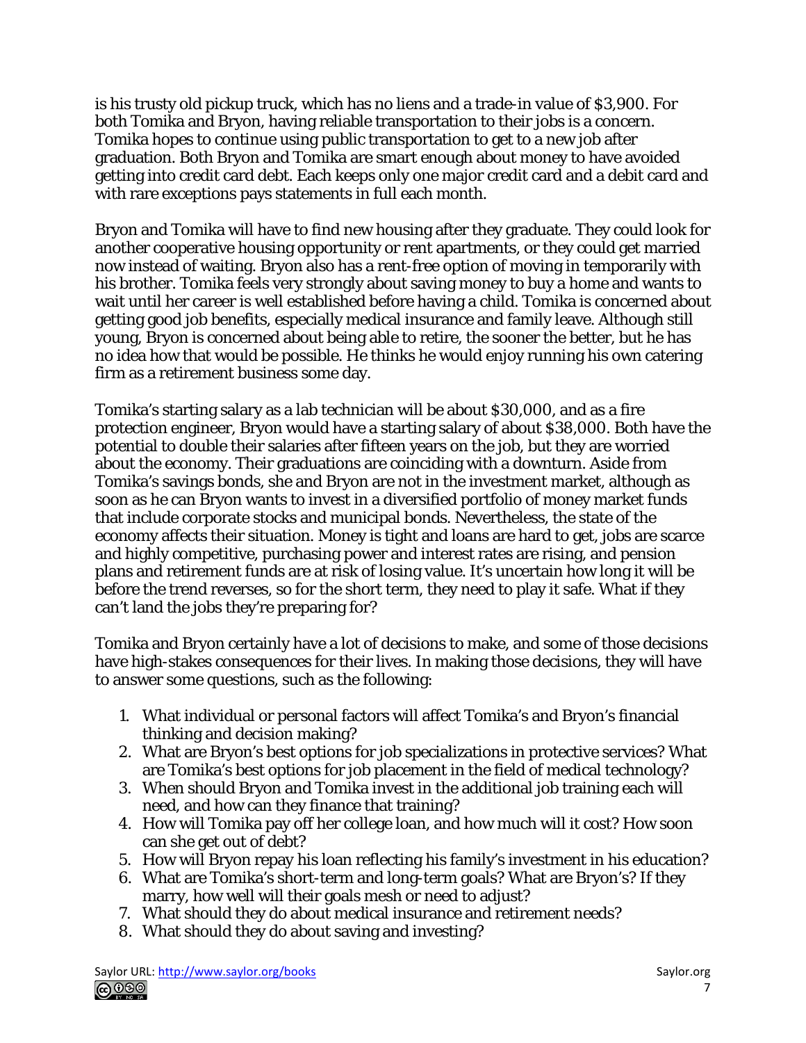is his trusty old pickup truck, which has no liens and a trade-in value of $3,900. For both Tomika and Bryon, having reliable transportation to their jobs is a concern. Tomika hopes to continue using public transportation to get to a new job after graduation. Both Bryon and Tomika are smart enough about money to have avoided getting into credit card debt. Each keeps only one major credit card and a debit card and with rare exceptions pays statements in full each month.

Bryon and Tomika will have to find new housing after they graduate. They could look for another cooperative housing opportunity or rent apartments, or they could get married now instead of waiting. Bryon also has a rent-free option of moving in temporarily with his brother. Tomika feels very strongly about saving money to buy a home and wants to wait until her career is well established before having a child. Tomika is concerned about getting good job benefits, especially medical insurance and family leave. Although still young, Bryon is concerned about being able to retire, the sooner the better, but he has no idea how that would be possible. He thinks he would enjoy running his own catering firm as a retirement business some day.

Tomika's starting salary as a lab technician will be about $30,000, and as a fire protection engineer, Bryon would have a starting salary of about $38,000. Both have the potential to double their salaries after fifteen years on the job, but they are worried about the economy. Their graduations are coinciding with a downturn. Aside from Tomika's savings bonds, she and Bryon are not in the investment market, although as soon as he can Bryon wants to invest in a diversified portfolio of money market funds that include corporate stocks and municipal bonds. Nevertheless, the state of the economy affects their situation. Money is tight and loans are hard to get, jobs are scarce and highly competitive, purchasing power and interest rates are rising, and pension plans and retirement funds are at risk of losing value. It's uncertain how long it will be before the trend reverses, so for the short term, they need to play it safe. What if they can't land the jobs they're preparing for?

Tomika and Bryon certainly have a lot of decisions to make, and some of those decisions have high-stakes consequences for their lives. In making those decisions, they will have to answer some questions, such as the following:

1. What individual or personal factors will affect Tomika's and Bryon's financial thinking and decision making?
2. What are Bryon's best options for job specializations in protective services? What are Tomika's best options for job placement in the field of medical technology?
3. When should Bryon and Tomika invest in the additional job training each will need, and how can they finance that training?
4. How will Tomika pay off her college loan, and how much will it cost? How soon can she get out of debt?
5. How will Bryon repay his loan reflecting his family's investment in his education?
6. What are Tomika's short-term and long-term goals? What are Bryon's? If they marry, how well will their goals mesh or need to adjust?
7. What should they do about medical insurance and retirement needs?
8. What should they do about saving and investing?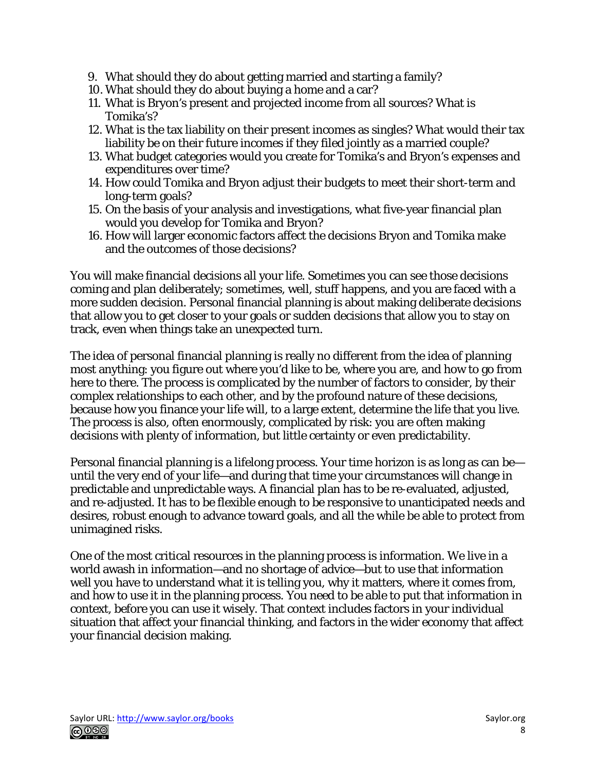9. What should they do about getting married and starting a family?
10. What should they do about buying a home and a car?
11. What is Bryon's present and projected income from all sources? What is Tomika's?
12. What is the tax liability on their present incomes as singles? What would their tax liability be on their future incomes if they filed jointly as a married couple?
13. What budget categories would you create for Tomika's and Bryon's expenses and expenditures over time?
14. How could Tomika and Bryon adjust their budgets to meet their short-term and long-term goals?
15. On the basis of your analysis and investigations, what five-year financial plan would you develop for Tomika and Bryon?
16. How will larger economic factors affect the decisions Bryon and Tomika make and the outcomes of those decisions?

You will make financial decisions all your life. Sometimes you can see those decisions coming and plan deliberately; sometimes, well, stuff happens, and you are faced with a more sudden decision. Personal financial planning is about making deliberate decisions that allow you to get closer to your goals or sudden decisions that allow you to stay on track, even when things take an unexpected turn.

The idea of personal financial planning is really no different from the idea of planning most anything: you figure out where you'd like to be, where you are, and how to go from here to there. The process is complicated by the number of factors to consider, by their complex relationships to each other, and by the profound nature of these decisions, because how you finance your life will, to a large extent, determine the life that you live. The process is also, often enormously, complicated by risk: you are often making decisions with plenty of information, but little certainty or even predictability.

Personal financial planning is a lifelong process. Your time horizon is as long as can be—until the very end of your life—and during that time your circumstances will change in predictable and unpredictable ways. A financial plan has to be re-evaluated, adjusted, and re-adjusted. It has to be flexible enough to be responsive to unanticipated needs and desires, robust enough to advance toward goals, and all the while be able to protect from unimagined risks.

One of the most critical resources in the planning process is information. We live in a world awash in information—and no shortage of advice—but to use that information well you have to understand what it is telling you, why it matters, where it comes from, and how to use it in the planning process. You need to be able to put that information in context, before you can use it wisely. That context includes factors in your individual situation that affect your financial thinking, and factors in the wider economy that affect your financial decision making.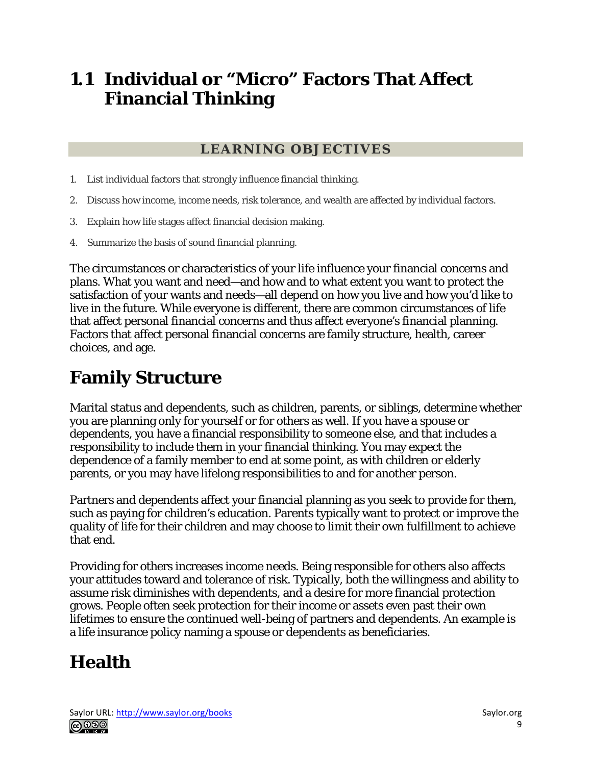# 1.1 Individual or "Micro" Factors That Affect Financial Thinking

## LEARNING OBJECTIVES

1. List individual factors that strongly influence financial thinking.
2. Discuss how income, income needs, risk tolerance, and wealth are affected by individual factors.
3. Explain how life stages affect financial decision making.
4. Summarize the basis of sound financial planning.

The circumstances or characteristics of your life influence your financial concerns and plans. What you want and need—and how and to what extent you want to protect the satisfaction of your wants and needs—all depend on how you live and how you'd like to live in the future. While everyone is different, there are common circumstances of life that affect personal financial concerns and thus affect everyone's financial planning. Factors that affect personal financial concerns are family structure, health, career choices, and age.

## Family Structure

Marital status and dependents, such as children, parents, or siblings, determine whether you are planning only for yourself or for others as well. If you have a spouse or dependents, you have a financial responsibility to someone else, and that includes a responsibility to include them in your financial thinking. You may expect the dependence of a family member to end at some point, as with children or elderly parents, or you may have lifelong responsibilities to and for another person.

Partners and dependents affect your financial planning as you seek to provide for them, such as paying for children's education. Parents typically want to protect or improve the quality of life for their children and may choose to limit their own fulfillment to achieve that end.

Providing for others increases income needs. Being responsible for others also affects your attitudes toward and tolerance of risk. Typically, both the willingness and ability to assume risk diminishes with dependents, and a desire for more financial protection grows. People often seek protection for their income or assets even past their own lifetimes to ensure the continued well-being of partners and dependents. An example is a life insurance policy naming a spouse or dependents as beneficiaries.

## Health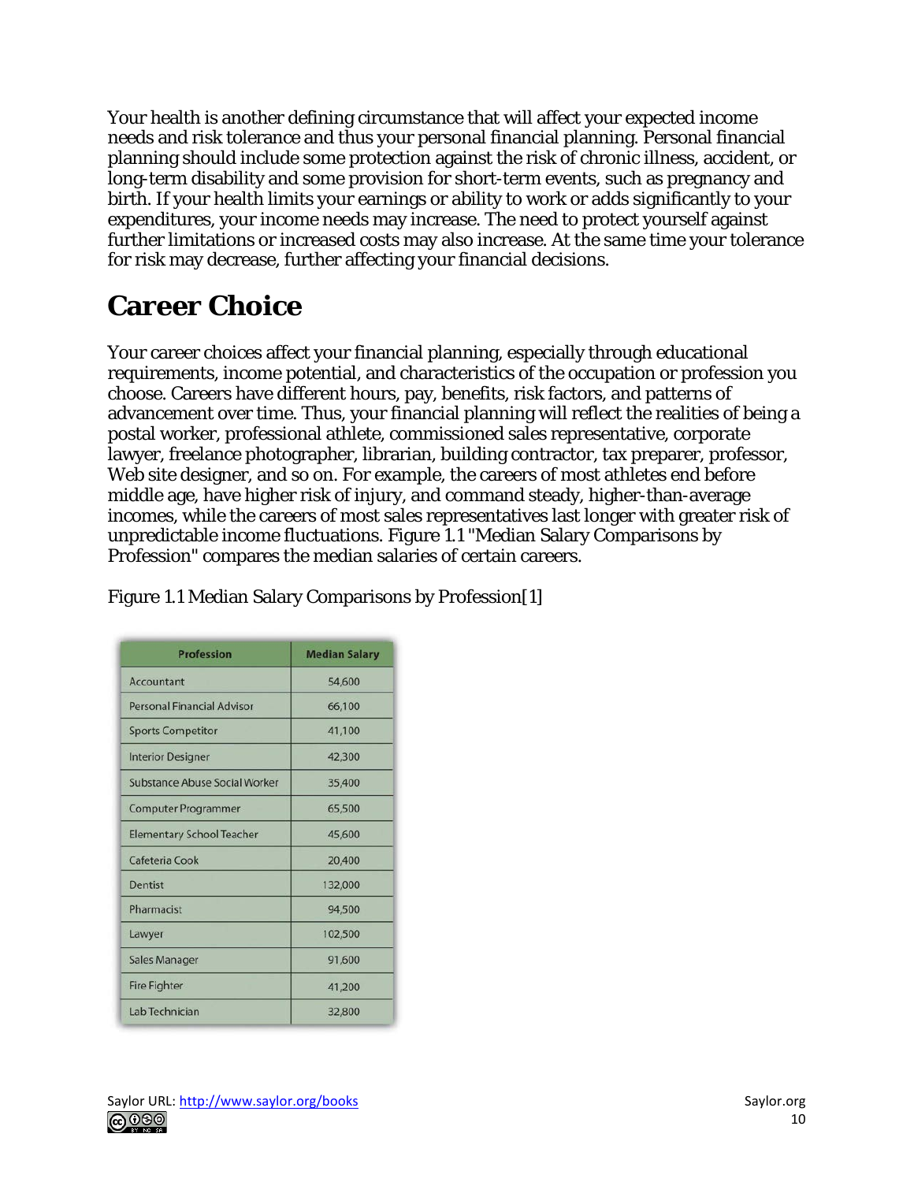Your health is another defining circumstance that will affect your expected income needs and risk tolerance and thus your personal financial planning. Personal financial planning should include some protection against the risk of chronic illness, accident, or long-term disability and some provision for short-term events, such as pregnancy and birth. If your health limits your earnings or ability to work or adds significantly to your expenditures, your income needs may increase. The need to protect yourself against further limitations or increased costs may also increase. At the same time your tolerance for risk may decrease, further affecting your financial decisions.

## Career Choice

Your career choices affect your financial planning, especially through educational requirements, income potential, and characteristics of the occupation or profession you choose. Careers have different hours, pay, benefits, risk factors, and patterns of advancement over time. Thus, your financial planning will reflect the realities of being a postal worker, professional athlete, commissioned sales representative, corporate lawyer, freelance photographer, librarian, building contractor, tax preparer, professor, Web site designer, and so on. For example, the careers of most athletes end before middle age, have higher risk of injury, and command steady, higher-than-average incomes, while the careers of most sales representatives last longer with greater risk of unpredictable income fluctuations. Figure 1.1 "Median Salary Comparisons by Profession" compares the median salaries of certain careers.

Figure 1.1 Median Salary Comparisons by Profession[1]

| Profession | Median Salary |
|---|---|
| Accountant | 54,600 |
| Personal Financial Advisor | 66,100 |
| Sports Competitor | 41,100 |
| Interior Designer | 42,300 |
| Substance Abuse Social Worker | 35,400 |
| Computer Programmer | 65,500 |
| Elementary School Teacher | 45,600 |
| Cafeteria Cook | 20,400 |
| Dentist | 132,000 |
| Pharmacist | 94,500 |
| Lawyer | 102,500 |
| Sales Manager | 91,600 |
| Fire Fighter | 41,200 |
| Lab Technician | 32,800 |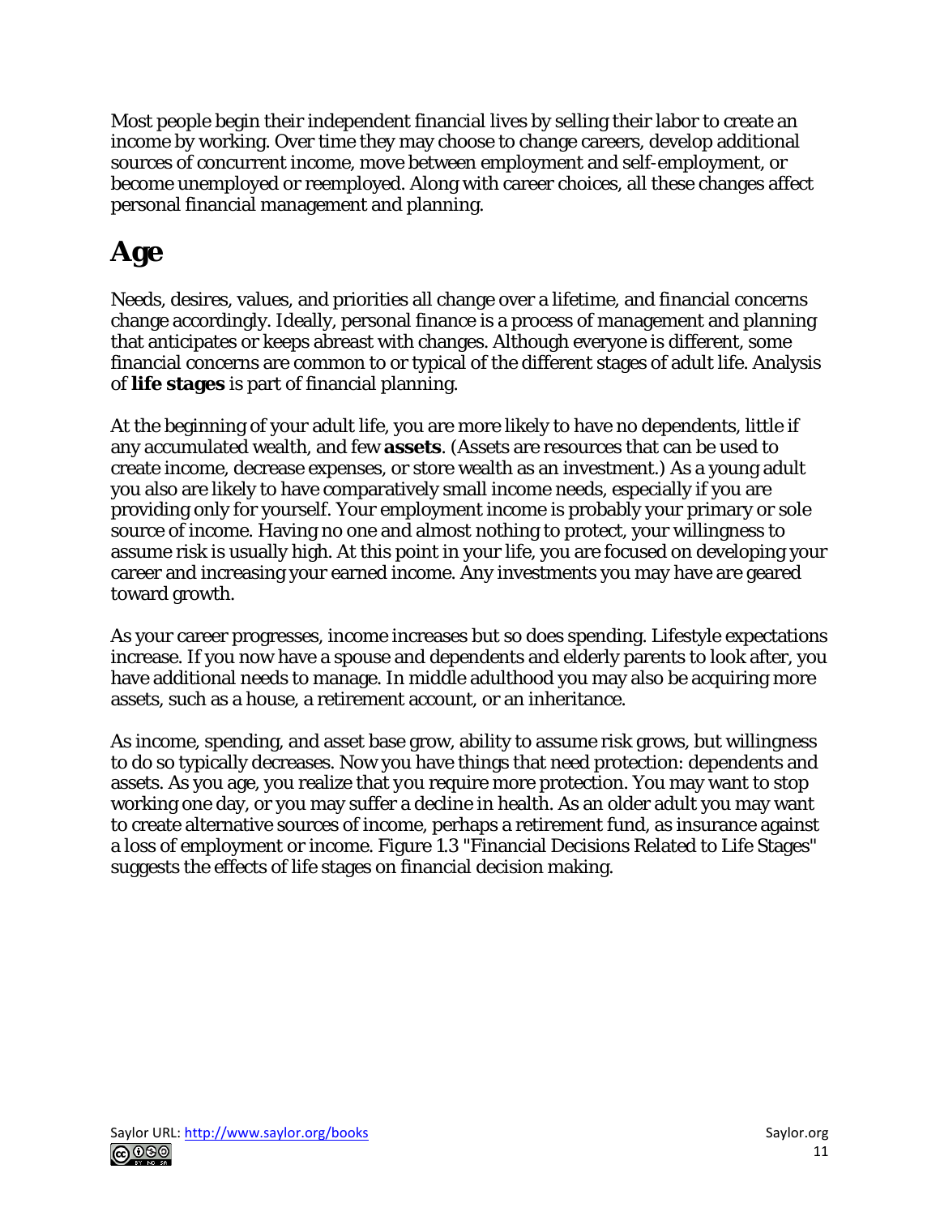Most people begin their independent financial lives by selling their labor to create an income by working. Over time they may choose to change careers, develop additional sources of concurrent income, move between employment and self-employment, or become unemployed or reemployed. Along with career choices, all these changes affect personal financial management and planning.

## Age

Needs, desires, values, and priorities all change over a lifetime, and financial concerns change accordingly. Ideally, personal finance is a process of management and planning that anticipates or keeps abreast with changes. Although everyone is different, some financial concerns are common to or typical of the different stages of adult life. Analysis of **life stages** is part of financial planning.

At the beginning of your adult life, you are more likely to have no dependents, little if any accumulated wealth, and few **assets**. (Assets are resources that can be used to create income, decrease expenses, or store wealth as an investment.) As a young adult you also are likely to have comparatively small income needs, especially if you are providing only for yourself. Your employment income is probably your primary or sole source of income. Having no one and almost nothing to protect, your willingness to assume risk is usually high. At this point in your life, you are focused on developing your career and increasing your earned income. Any investments you may have are geared toward growth.

As your career progresses, income increases but so does spending. Lifestyle expectations increase. If you now have a spouse and dependents and elderly parents to look after, you have additional needs to manage. In middle adulthood you may also be acquiring more assets, such as a house, a retirement account, or an inheritance.

As income, spending, and asset base grow, ability to assume risk grows, but willingness to do so typically decreases. Now you have things that need protection: dependents and assets. As you age, you realize that you require more protection. You may want to stop working one day, or you may suffer a decline in health. As an older adult you may want to create alternative sources of income, perhaps a retirement fund, as insurance against a loss of employment or income. Figure 1.3 "Financial Decisions Related to Life Stages" suggests the effects of life stages on financial decision making.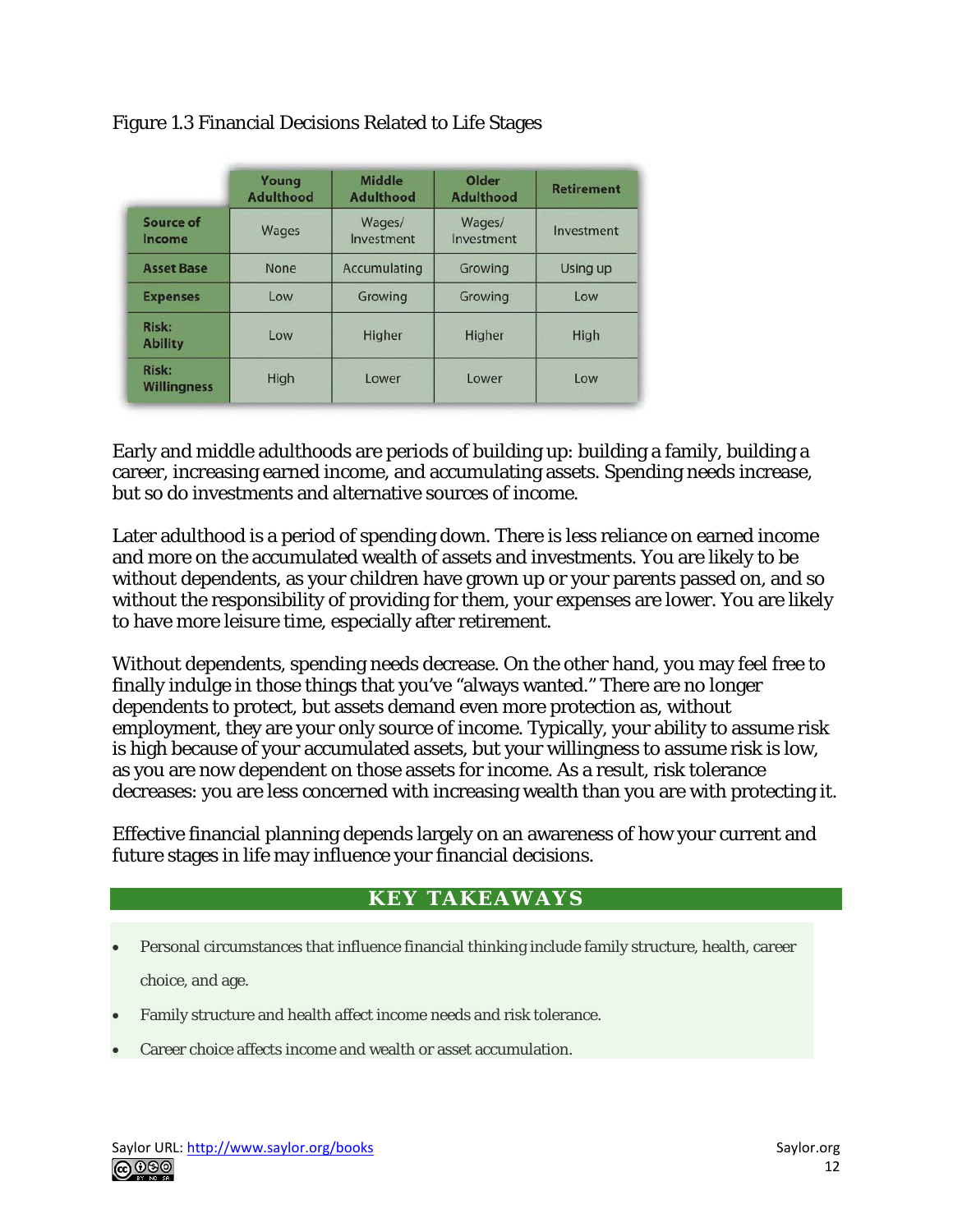Figure 1.3 Financial Decisions Related to Life Stages

| | Young Adulthood | Middle Adulthood | Older Adulthood | Retirement |
|---|---|---|---|---|
| Source of Income | Wages | Wages/ Investment | Wages/ Investment | Investment |
| Asset Base | None | Accumulating | Growing | Using up |
| Expenses | Low | Growing | Growing | Low |
| Risk: Ability | Low | Higher | Higher | High |
| Risk: Willingness | High | Lower | Lower | Low |

Early and middle adulthoods are periods of building up: building a family, building a career, increasing earned income, and accumulating assets. Spending needs increase, but so do investments and alternative sources of income.

Later adulthood is a period of spending down. There is less reliance on earned income and more on the accumulated wealth of assets and investments. You are likely to be without dependents, as your children have grown up or your parents passed on, and so without the responsibility of providing for them, your expenses are lower. You are likely to have more leisure time, especially after retirement.

Without dependents, spending needs decrease. On the other hand, you may feel free to finally indulge in those things that you've "always wanted." There are no longer dependents to protect, but assets demand even more protection as, without employment, they are your only source of income. Typically, your ability to assume risk is high because of your accumulated assets, but your willingness to assume risk is low, as you are now dependent on those assets for income. As a result, risk tolerance decreases: you are less concerned with increasing wealth than you are with protecting it.

Effective financial planning depends largely on an awareness of how your current and future stages in life may influence your financial decisions.

## KEY TAKEAWAYS

- Personal circumstances that influence financial thinking include family structure, health, career choice, and age.
- Family structure and health affect income needs and risk tolerance.
- Career choice affects income and wealth or asset accumulation.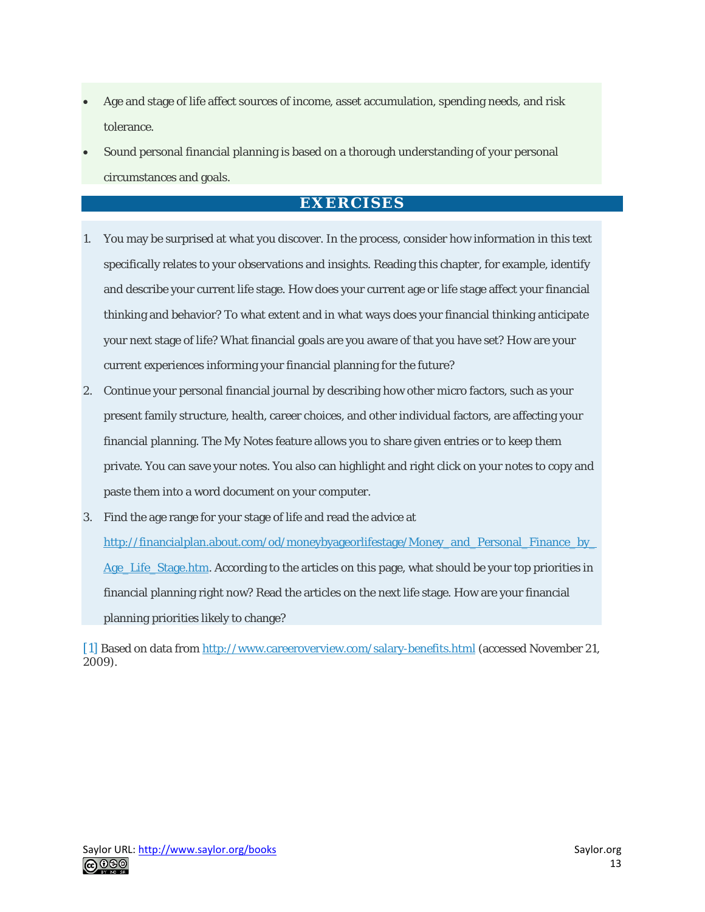- Age and stage of life affect sources of income, asset accumulation, spending needs, and risk tolerance.
- Sound personal financial planning is based on a thorough understanding of your personal circumstances and goals.

## EXERCISES

1. You may be surprised at what you discover. In the process, consider how information in this text specifically relates to your observations and insights. Reading this chapter, for example, identify and describe your current life stage. How does your current age or life stage affect your financial thinking and behavior? To what extent and in what ways does your financial thinking anticipate your next stage of life? What financial goals are you aware of that you have set? How are your current experiences informing your financial planning for the future?
2. Continue your personal financial journal by describing how other micro factors, such as your present family structure, health, career choices, and other individual factors, are affecting your financial planning. The My Notes feature allows you to share given entries or to keep them private. You can save your notes. You also can highlight and right click on your notes to copy and paste them into a word document on your computer.
3. Find the age range for your stage of life and read the advice at http://financialplan.about.com/od/moneybyageorlifestage/Money_and_Personal_Finance_by_Age_Life_Stage.htm. According to the articles on this page, what should be your top priorities in financial planning right now? Read the articles on the next life stage. How are your financial planning priorities likely to change?

[1] Based on data from http://www.careeroverview.com/salary-benefits.html (accessed November 21, 2009).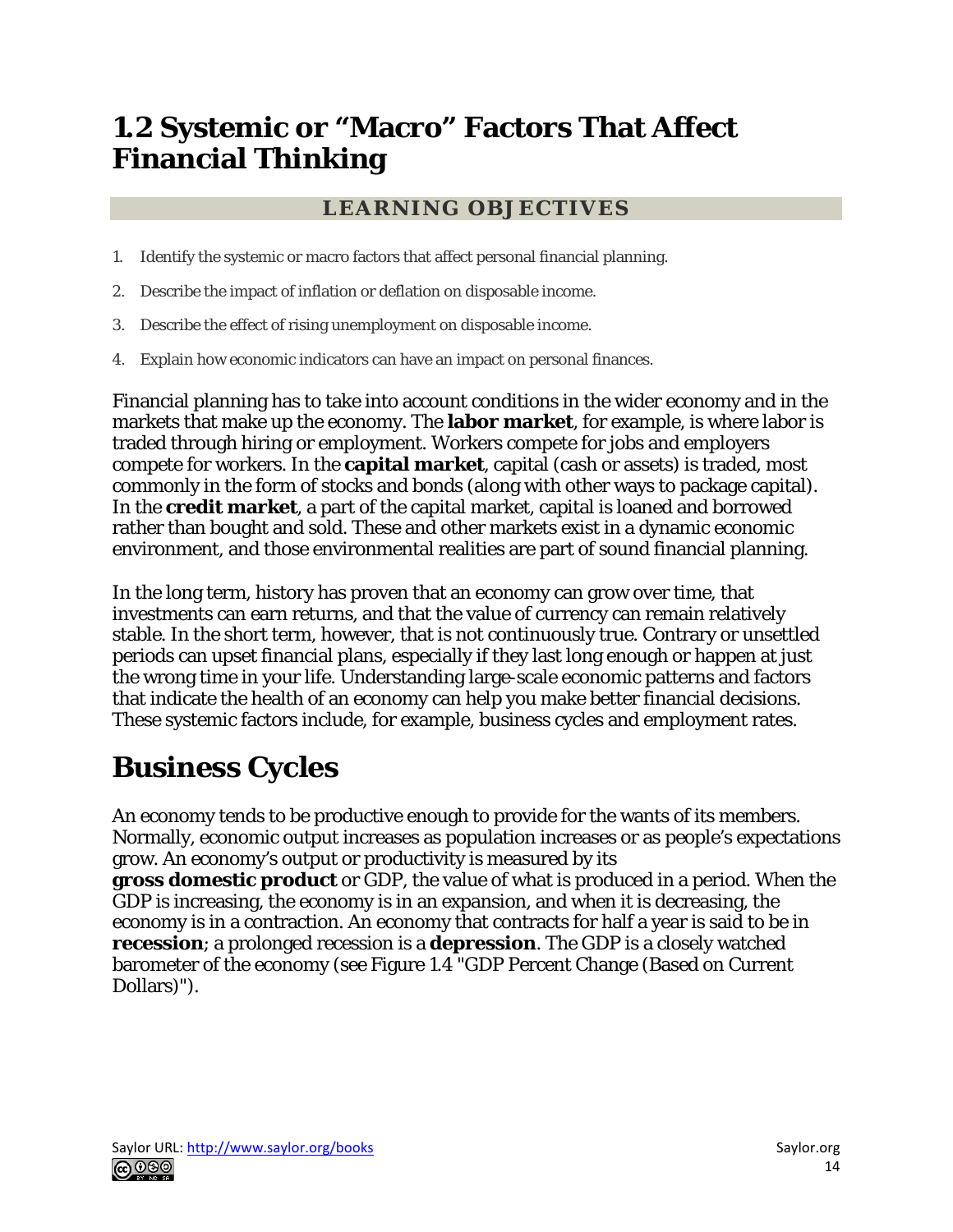# 1.2 Systemic or "Macro" Factors That Affect Financial Thinking

## LEARNING OBJECTIVES

1. Identify the systemic or macro factors that affect personal financial planning.
2. Describe the impact of inflation or deflation on disposable income.
3. Describe the effect of rising unemployment on disposable income.
4. Explain how economic indicators can have an impact on personal finances.

Financial planning has to take into account conditions in the wider economy and in the markets that make up the economy. The **labor market**, for example, is where labor is traded through hiring or employment. Workers compete for jobs and employers compete for workers. In the **capital market**, capital (cash or assets) is traded, most commonly in the form of stocks and bonds (along with other ways to package capital). In the **credit market**, a part of the capital market, capital is loaned and borrowed rather than bought and sold. These and other markets exist in a dynamic economic environment, and those environmental realities are part of sound financial planning.

In the long term, history has proven that an economy can grow over time, that investments can earn returns, and that the value of currency can remain relatively stable. In the short term, however, that is not continuously true. Contrary or unsettled periods can upset financial plans, especially if they last long enough or happen at just the wrong time in your life. Understanding large-scale economic patterns and factors that indicate the health of an economy can help you make better financial decisions. These systemic factors include, for example, business cycles and employment rates.

# Business Cycles

An economy tends to be productive enough to provide for the wants of its members. Normally, economic output increases as population increases or as people's expectations grow. An economy's output or productivity is measured by its **gross domestic product** or GDP, the value of what is produced in a period. When the GDP is increasing, the economy is in an expansion, and when it is decreasing, the economy is in a contraction. An economy that contracts for half a year is said to be in **recession**; a prolonged recession is a **depression**. The GDP is a closely watched barometer of the economy (see Figure 1.4 "GDP Percent Change (Based on Current Dollars)").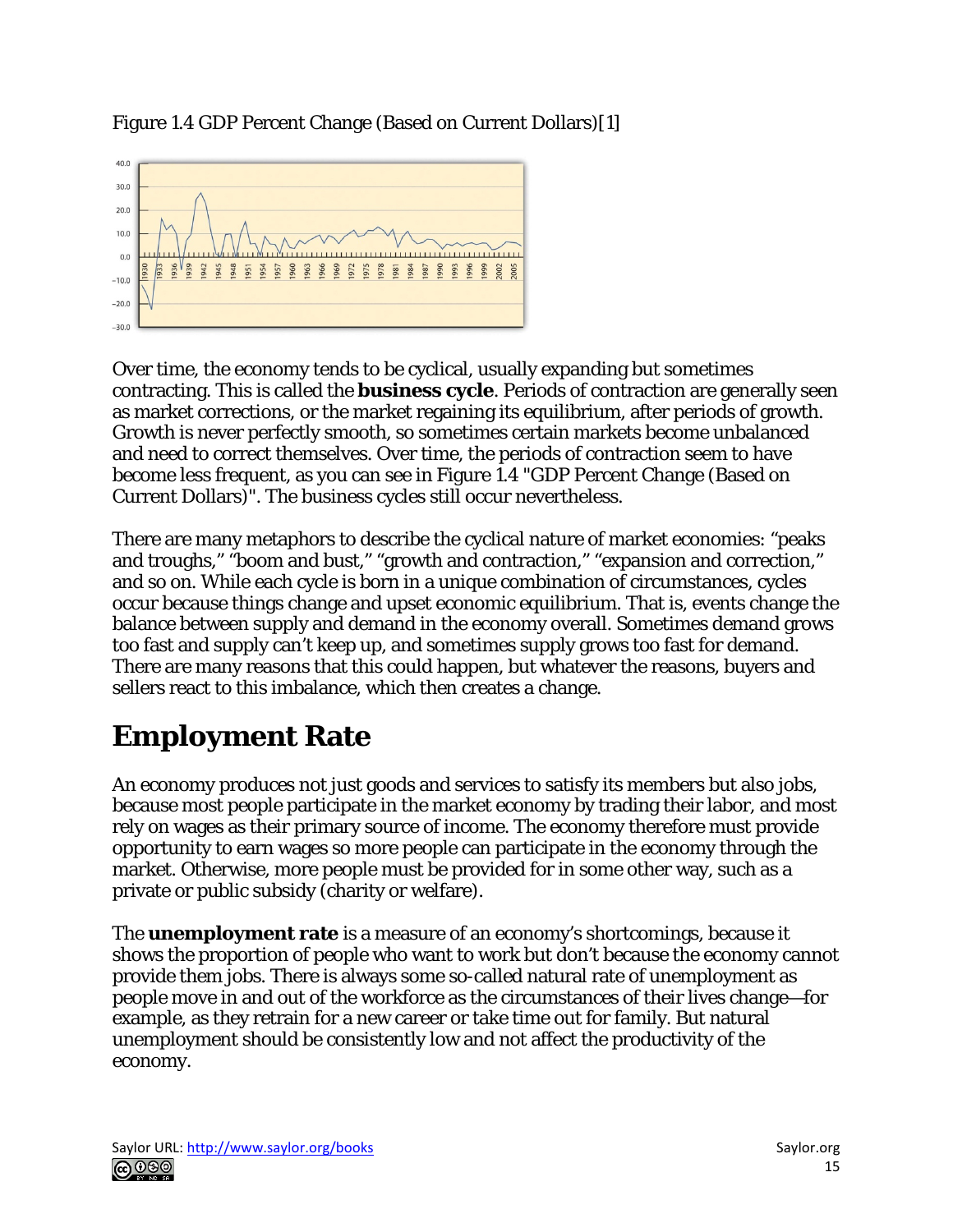Figure 1.4 GDP Percent Change (Based on Current Dollars)[1]

Over time, the economy tends to be cyclical, usually expanding but sometimes contracting. This is called the **business cycle**. Periods of contraction are generally seen as market corrections, or the market regaining its equilibrium, after periods of growth. Growth is never perfectly smooth, so sometimes certain markets become unbalanced and need to correct themselves. Over time, the periods of contraction seem to have become less frequent, as you can see in Figure 1.4 "GDP Percent Change (Based on Current Dollars)". The business cycles still occur nevertheless.

There are many metaphors to describe the cyclical nature of market economies: "peaks and troughs," "boom and bust," "growth and contraction," "expansion and correction," and so on. While each cycle is born in a unique combination of circumstances, cycles occur because things change and upset economic equilibrium. That is, events change the balance between supply and demand in the economy overall. Sometimes demand grows too fast and supply can't keep up, and sometimes supply grows too fast for demand. There are many reasons that this could happen, but whatever the reasons, buyers and sellers react to this imbalance, which then creates a change.

# Employment Rate

An economy produces not just goods and services to satisfy its members but also jobs, because most people participate in the market economy by trading their labor, and most rely on wages as their primary source of income. The economy therefore must provide opportunity to earn wages so more people can participate in the economy through the market. Otherwise, more people must be provided for in some other way, such as a private or public subsidy (charity or welfare).

The **unemployment rate** is a measure of an economy's shortcomings, because it shows the proportion of people who want to work but don't because the economy cannot provide them jobs. There is always some so-called natural rate of unemployment as people move in and out of the workforce as the circumstances of their lives change—for example, as they retrain for a new career or take time out for family. But natural unemployment should be consistently low and not affect the productivity of the economy.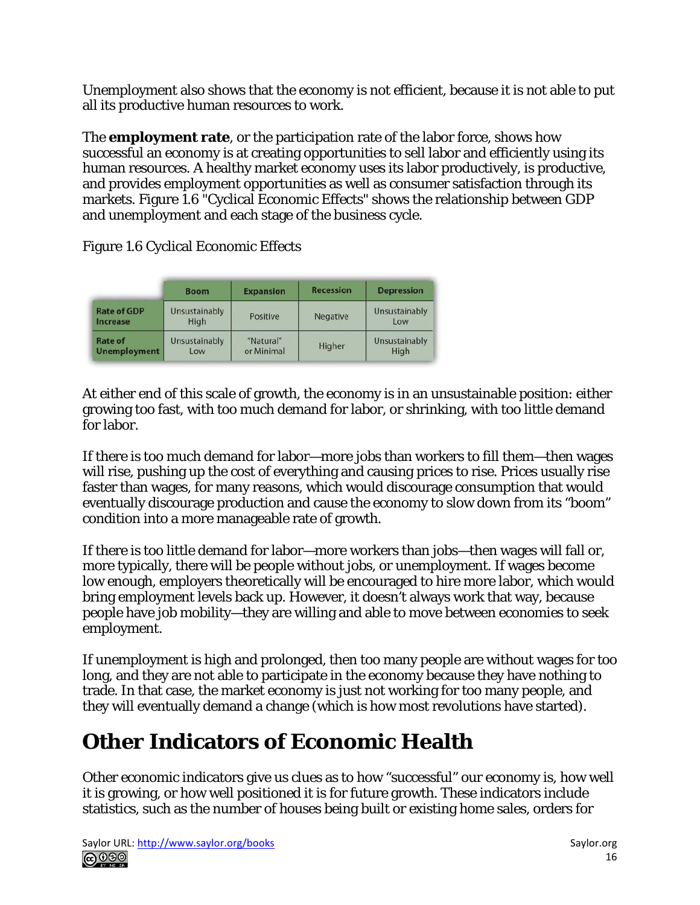Unemployment also shows that the economy is not efficient, because it is not able to put all its productive human resources to work.

The **employment rate**, or the participation rate of the labor force, shows how successful an economy is at creating opportunities to sell labor and efficiently using its human resources. A healthy market economy uses its labor productively, is productive, and provides employment opportunities as well as consumer satisfaction through its markets. Figure 1.6 "Cyclical Economic Effects" shows the relationship between GDP and unemployment and each stage of the business cycle.

Figure 1.6 Cyclical Economic Effects

| | Boom | Expansion | Recession | Depression |
|---|---|---|---|---|
| **Rate of GDP Increase** | Unsustainably High | Positive | Negative | Unsustainably Low |
| **Rate of Unemployment** | Unsustainably Low | "Natural" or Minimal | Higher | Unsustainably High |

At either end of this scale of growth, the economy is in an unsustainable position: either growing too fast, with too much demand for labor, or shrinking, with too little demand for labor.

If there is too much demand for labor—more jobs than workers to fill them—then wages will rise, pushing up the cost of everything and causing prices to rise. Prices usually rise faster than wages, for many reasons, which would discourage consumption that would eventually discourage production and cause the economy to slow down from its "boom" condition into a more manageable rate of growth.

If there is too little demand for labor—more workers than jobs—then wages will fall or, more typically, there will be people without jobs, or unemployment. If wages become low enough, employers theoretically will be encouraged to hire more labor, which would bring employment levels back up. However, it doesn't always work that way, because people have job mobility—they are willing and able to move between economies to seek employment.

If unemployment is high and prolonged, then too many people are without wages for too long, and they are not able to participate in the economy because they have nothing to trade. In that case, the market economy is just not working for too many people, and they will eventually demand a change (which is how most revolutions have started).

# Other Indicators of Economic Health

Other economic indicators give us clues as to how "successful" our economy is, how well it is growing, or how well positioned it is for future growth. These indicators include statistics, such as the number of houses being built or existing home sales, orders for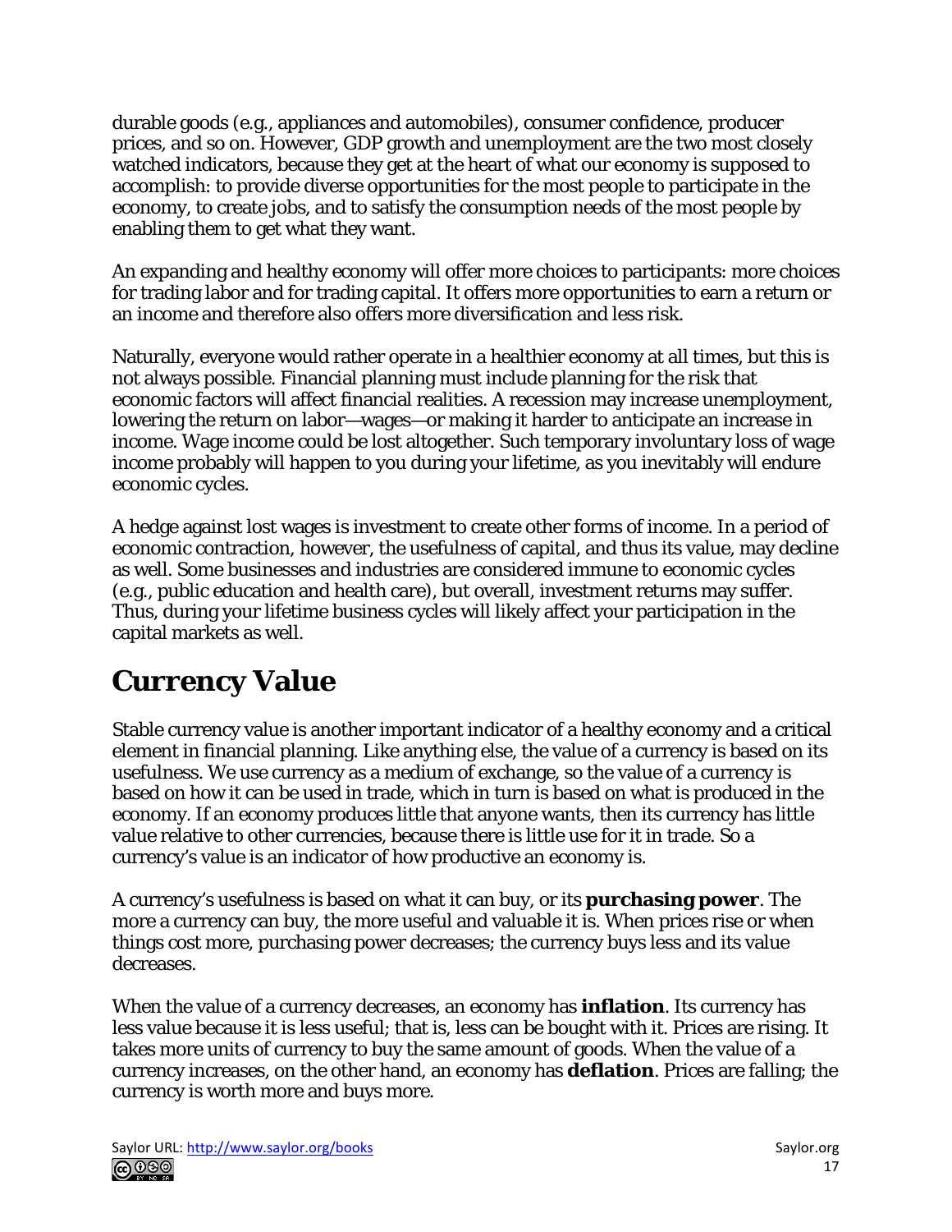durable goods (e.g., appliances and automobiles), consumer confidence, producer prices, and so on. However, GDP growth and unemployment are the two most closely watched indicators, because they get at the heart of what our economy is supposed to accomplish: to provide diverse opportunities for the most people to participate in the economy, to create jobs, and to satisfy the consumption needs of the most people by enabling them to get what they want.

An expanding and healthy economy will offer more choices to participants: more choices for trading labor and for trading capital. It offers more opportunities to earn a return or an income and therefore also offers more diversification and less risk.

Naturally, everyone would rather operate in a healthier economy at all times, but this is not always possible. Financial planning must include planning for the risk that economic factors will affect financial realities. A recession may increase unemployment, lowering the return on labor—wages—or making it harder to anticipate an increase in income. Wage income could be lost altogether. Such temporary involuntary loss of wage income probably will happen to you during your lifetime, as you inevitably will endure economic cycles.

A hedge against lost wages is investment to create other forms of income. In a period of economic contraction, however, the usefulness of capital, and thus its value, may decline as well. Some businesses and industries are considered immune to economic cycles (e.g., public education and health care), but overall, investment returns may suffer. Thus, during your lifetime business cycles will likely affect your participation in the capital markets as well.

## Currency Value

Stable currency value is another important indicator of a healthy economy and a critical element in financial planning. Like anything else, the value of a currency is based on its usefulness. We use currency as a medium of exchange, so the value of a currency is based on how it can be used in trade, which in turn is based on what is produced in the economy. If an economy produces little that anyone wants, then its currency has little value relative to other currencies, because there is little use for it in trade. So a currency's value is an indicator of how productive an economy is.

A currency's usefulness is based on what it can buy, or its **purchasing power**. The more a currency can buy, the more useful and valuable it is. When prices rise or when things cost more, purchasing power decreases; the currency buys less and its value decreases.

When the value of a currency decreases, an economy has **inflation**. Its currency has less value because it is less useful; that is, less can be bought with it. Prices are rising. It takes more units of currency to buy the same amount of goods. When the value of a currency increases, on the other hand, an economy has **deflation**. Prices are falling; the currency is worth more and buys more.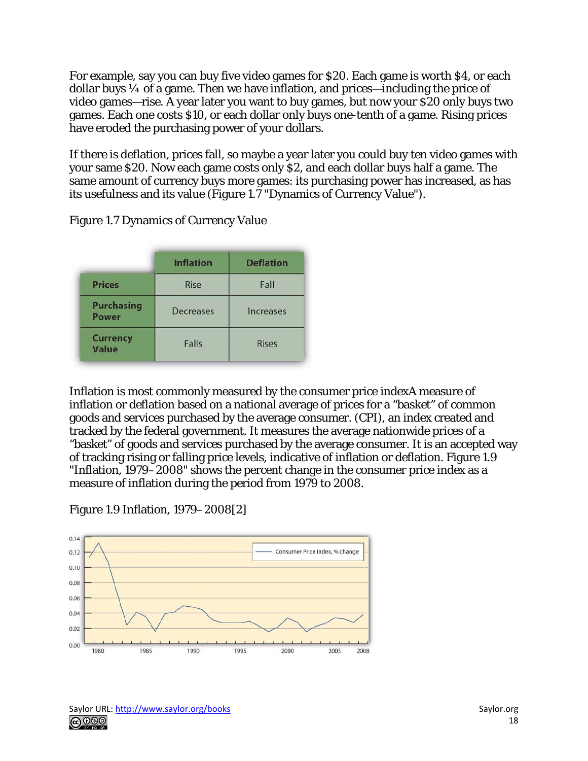For example, say you can buy five video games for $20. Each game is worth $4, or each dollar buys ¼ of a game. Then we have inflation, and prices—including the price of video games—rise. A year later you want to buy games, but now your $20 only buys two games. Each one costs $10, or each dollar only buys one-tenth of a game. Rising prices have eroded the purchasing power of your dollars.

If there is deflation, prices fall, so maybe a year later you could buy ten video games with your same $20. Now each game costs only $2, and each dollar buys half a game. The same amount of currency buys more games: its purchasing power has increased, as has its usefulness and its value (Figure 1.7 "Dynamics of Currency Value").

Figure 1.7 Dynamics of Currency Value

| | Inflation | Deflation |
|---|---|---|
| Prices | Rise | Fall |
| Purchasing Power | Decreases | Increases |
| Currency Value | Falls | Rises |

Inflation is most commonly measured by the consumer price indexA measure of inflation or deflation based on a national average of prices for a "basket" of common goods and services purchased by the average consumer. (CPI), an index created and tracked by the federal government. It measures the average nationwide prices of a "basket" of goods and services purchased by the average consumer. It is an accepted way of tracking rising or falling price levels, indicative of inflation or deflation. Figure 1.9 "Inflation, 1979–2008" shows the percent change in the consumer price index as a measure of inflation during the period from 1979 to 2008.

Figure 1.9 Inflation, 1979–2008[2]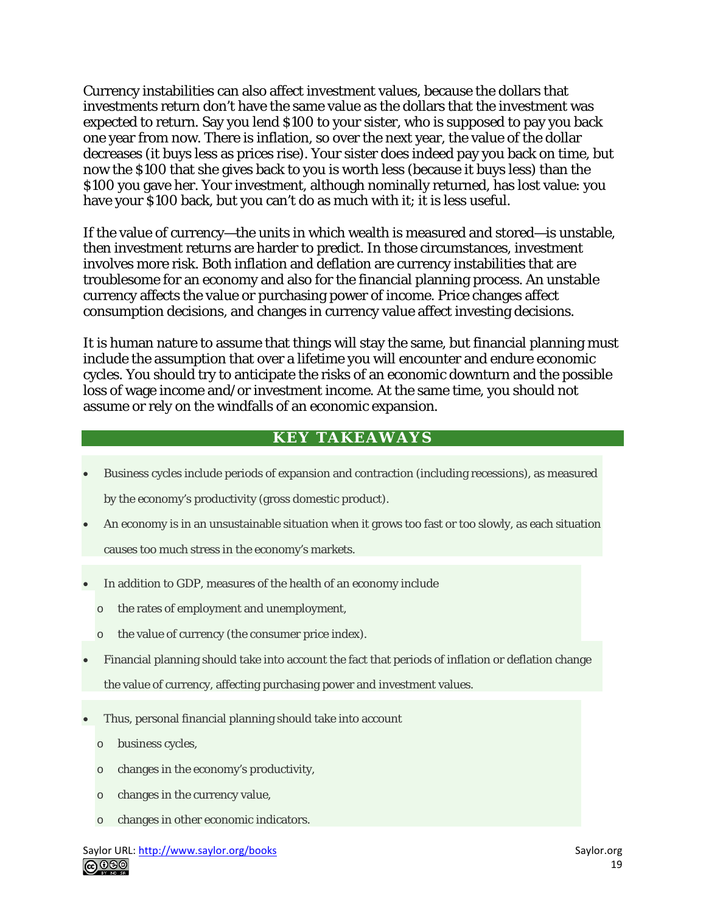Currency instabilities can also affect investment values, because the dollars that investments return don't have the same value as the dollars that the investment was expected to return. Say you lend $100 to your sister, who is supposed to pay you back one year from now. There is inflation, so over the next year, the value of the dollar decreases (it buys less as prices rise). Your sister does indeed pay you back on time, but now the $100 that she gives back to you is worth less (because it buys less) than the $100 you gave her. Your investment, although nominally returned, has lost value: you have your $100 back, but you can't do as much with it; it is less useful.

If the value of currency—the units in which wealth is measured and stored—is unstable, then investment returns are harder to predict. In those circumstances, investment involves more risk. Both inflation and deflation are currency instabilities that are troublesome for an economy and also for the financial planning process. An unstable currency affects the value or purchasing power of income. Price changes affect consumption decisions, and changes in currency value affect investing decisions.

It is human nature to assume that things will stay the same, but financial planning must include the assumption that over a lifetime you will encounter and endure economic cycles. You should try to anticipate the risks of an economic downturn and the possible loss of wage income and/or investment income. At the same time, you should not assume or rely on the windfalls of an economic expansion.

## KEY TAKEAWAYS

- Business cycles include periods of expansion and contraction (including recessions), as measured by the economy's productivity (gross domestic product).
- An economy is in an unsustainable situation when it grows too fast or too slowly, as each situation causes too much stress in the economy's markets.
- In addition to GDP, measures of the health of an economy include
  - the rates of employment and unemployment,
  - the value of currency (the consumer price index).
- Financial planning should take into account the fact that periods of inflation or deflation change the value of currency, affecting purchasing power and investment values.
- Thus, personal financial planning should take into account
  - business cycles,
  - changes in the economy's productivity,
  - changes in the currency value,
  - changes in other economic indicators.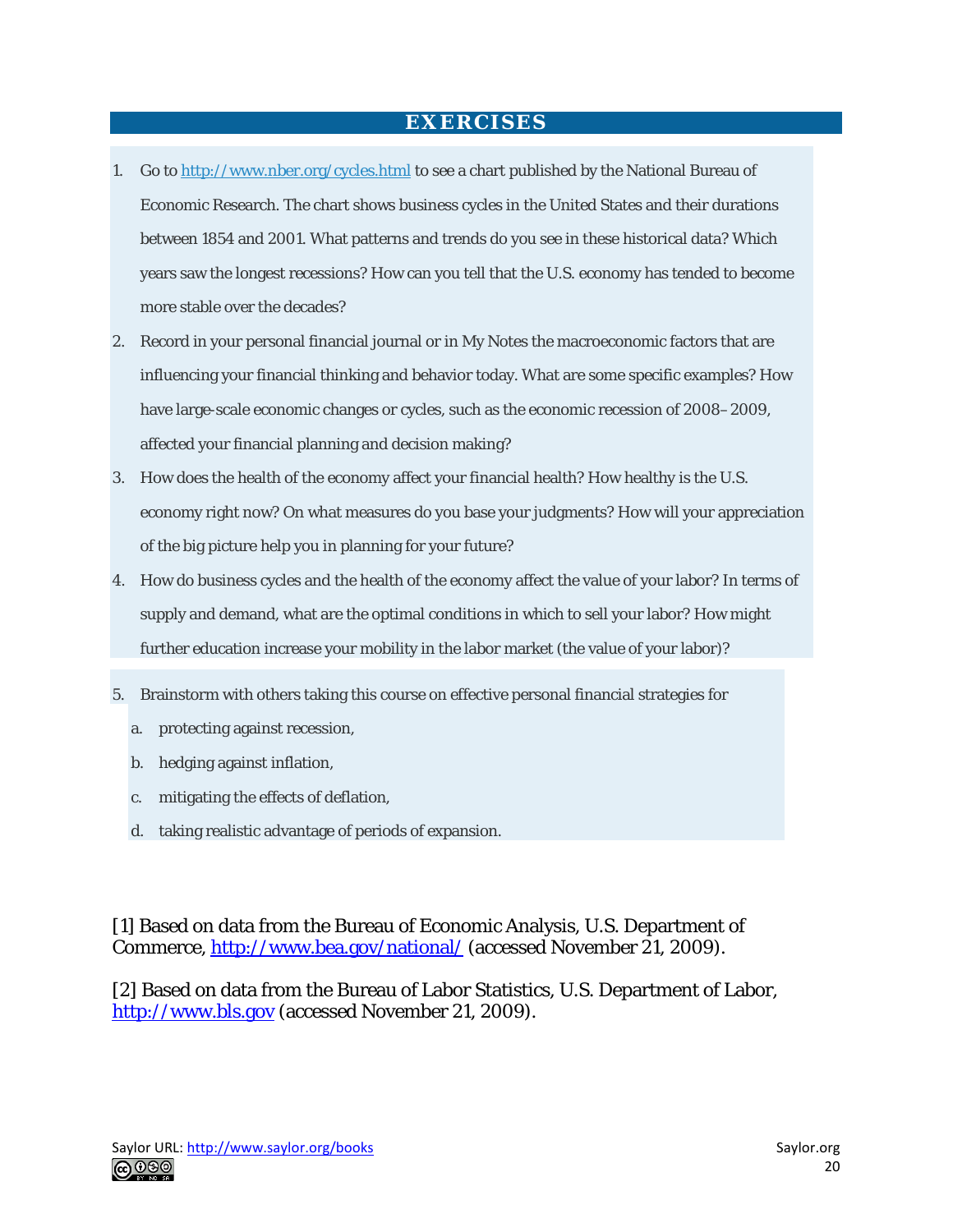## EXERCISES

1. Go to http://www.nber.org/cycles.html to see a chart published by the National Bureau of Economic Research. The chart shows business cycles in the United States and their durations between 1854 and 2001. What patterns and trends do you see in these historical data? Which years saw the longest recessions? How can you tell that the U.S. economy has tended to become more stable over the decades?
2. Record in your personal financial journal or in My Notes the macroeconomic factors that are influencing your financial thinking and behavior today. What are some specific examples? How have large-scale economic changes or cycles, such as the economic recession of 2008–2009, affected your financial planning and decision making?
3. How does the health of the economy affect your financial health? How healthy is the U.S. economy right now? On what measures do you base your judgments? How will your appreciation of the big picture help you in planning for your future?
4. How do business cycles and the health of the economy affect the value of your labor? In terms of supply and demand, what are the optimal conditions in which to sell your labor? How might further education increase your mobility in the labor market (the value of your labor)?
5. Brainstorm with others taking this course on effective personal financial strategies for
   a. protecting against recession,
   b. hedging against inflation,
   c. mitigating the effects of deflation,
   d. taking realistic advantage of periods of expansion.

[1] Based on data from the Bureau of Economic Analysis, U.S. Department of Commerce, http://www.bea.gov/national/ (accessed November 21, 2009).

[2] Based on data from the Bureau of Labor Statistics, U.S. Department of Labor, http://www.bls.gov (accessed November 21, 2009).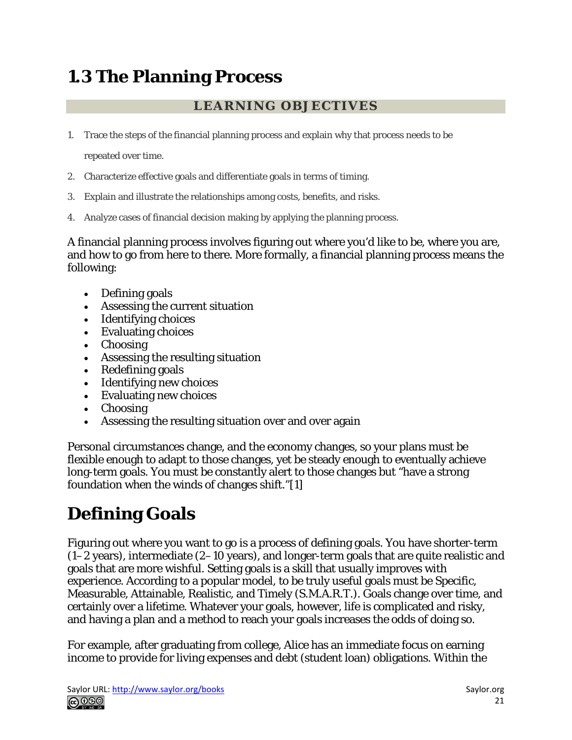# 1.3 The Planning Process

**LEARNING OBJECTIVES**

1. Trace the steps of the financial planning process and explain why that process needs to be repeated over time.
2. Characterize effective goals and differentiate goals in terms of timing.
3. Explain and illustrate the relationships among costs, benefits, and risks.
4. Analyze cases of financial decision making by applying the planning process.

A financial planning process involves figuring out where you'd like to be, where you are, and how to go from here to there. More formally, a financial planning process means the following:

- Defining goals
- Assessing the current situation
- Identifying choices
- Evaluating choices
- Choosing
- Assessing the resulting situation
- Redefining goals
- Identifying new choices
- Evaluating new choices
- Choosing
- Assessing the resulting situation over and over again

Personal circumstances change, and the economy changes, so your plans must be flexible enough to adapt to those changes, yet be steady enough to eventually achieve long-term goals. You must be constantly alert to those changes but "have a strong foundation when the winds of changes shift."[1]

# Defining Goals

Figuring out where you want to go is a process of defining goals. You have shorter-term (1–2 years), intermediate (2–10 years), and longer-term goals that are quite realistic and goals that are more wishful. Setting goals is a skill that usually improves with experience. According to a popular model, to be truly useful goals must be Specific, Measurable, Attainable, Realistic, and Timely (S.M.A.R.T.). Goals change over time, and certainly over a lifetime. Whatever your goals, however, life is complicated and risky, and having a plan and a method to reach your goals increases the odds of doing so.

For example, after graduating from college, Alice has an immediate focus on earning income to provide for living expenses and debt (student loan) obligations. Within the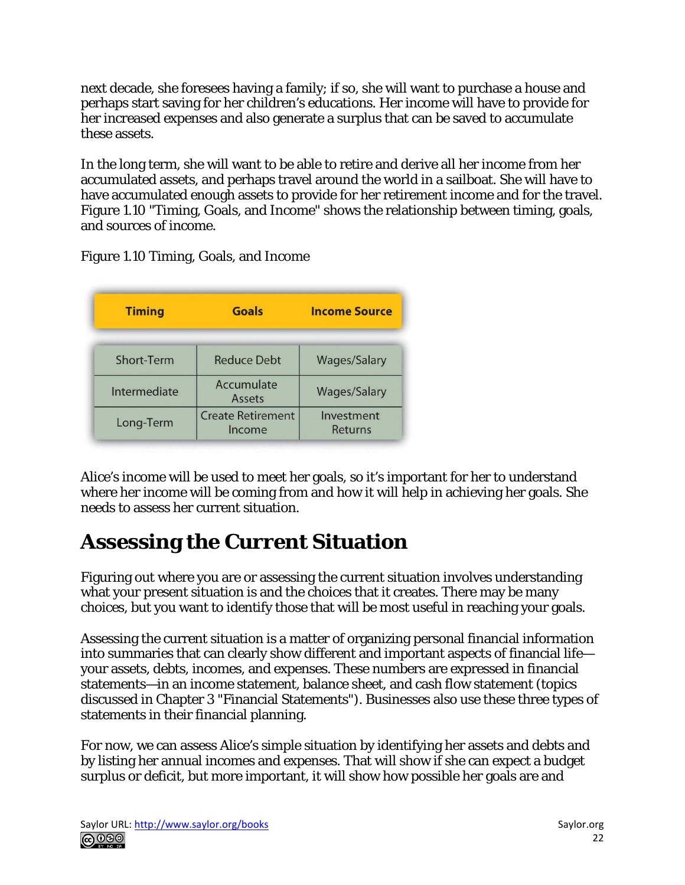next decade, she foresees having a family; if so, she will want to purchase a house and perhaps start saving for her children's educations. Her income will have to provide for her increased expenses and also generate a surplus that can be saved to accumulate these assets.

In the long term, she will want to be able to retire and derive all her income from her accumulated assets, and perhaps travel around the world in a sailboat. She will have to have accumulated enough assets to provide for her retirement income and for the travel. Figure 1.10 "Timing, Goals, and Income" shows the relationship between timing, goals, and sources of income.

Figure 1.10 Timing, Goals, and Income

| Timing | Goals | Income Source |
|---|---|---|
| Short-Term | Reduce Debt | Wages/Salary |
| Intermediate | Accumulate Assets | Wages/Salary |
| Long-Term | Create Retirement Income | Investment Returns |

Alice's income will be used to meet her goals, so it's important for her to understand where her income will be coming from and how it will help in achieving her goals. She needs to assess her current situation.

## Assessing the Current Situation

Figuring out where you are or assessing the current situation involves understanding what your present situation is and the choices that it creates. There may be many choices, but you want to identify those that will be most useful in reaching your goals.

Assessing the current situation is a matter of organizing personal financial information into summaries that can clearly show different and important aspects of financial life—your assets, debts, incomes, and expenses. These numbers are expressed in financial statements—in an income statement, balance sheet, and cash flow statement (topics discussed in Chapter 3 "Financial Statements"). Businesses also use these three types of statements in their financial planning.

For now, we can assess Alice's simple situation by identifying her assets and debts and by listing her annual incomes and expenses. That will show if she can expect a budget surplus or deficit, but more important, it will show how possible her goals are and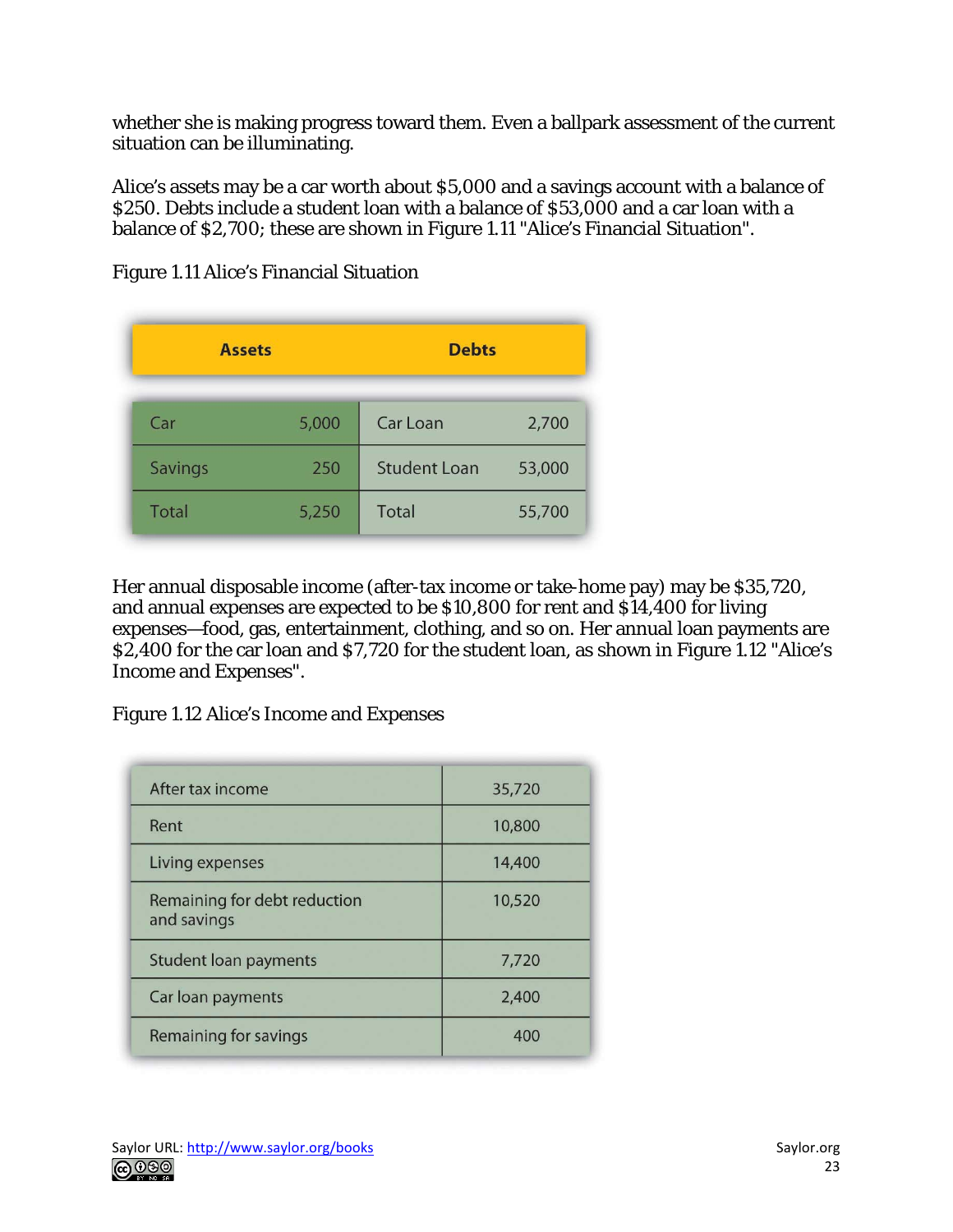whether she is making progress toward them. Even a ballpark assessment of the current situation can be illuminating.

Alice's assets may be a car worth about $5,000 and a savings account with a balance of $250. Debts include a student loan with a balance of $53,000 and a car loan with a balance of $2,700; these are shown in Figure 1.11 "Alice's Financial Situation".

Figure 1.11 Alice's Financial Situation

| Assets | | Debts | |
|---|---|---|---|
| Car | 5,000 | Car Loan | 2,700 |
| Savings | 250 | Student Loan | 53,000 |
| Total | 5,250 | Total | 55,700 |

Her annual disposable income (after-tax income or take-home pay) may be $35,720, and annual expenses are expected to be $10,800 for rent and $14,400 for living expenses—food, gas, entertainment, clothing, and so on. Her annual loan payments are $2,400 for the car loan and $7,720 for the student loan, as shown in Figure 1.12 "Alice's Income and Expenses".

Figure 1.12 Alice's Income and Expenses

| | |
|---|---|
| After tax income | 35,720 |
| Rent | 10,800 |
| Living expenses | 14,400 |
| Remaining for debt reduction and savings | 10,520 |
| Student loan payments | 7,720 |
| Car loan payments | 2,400 |
| Remaining for savings | 400 |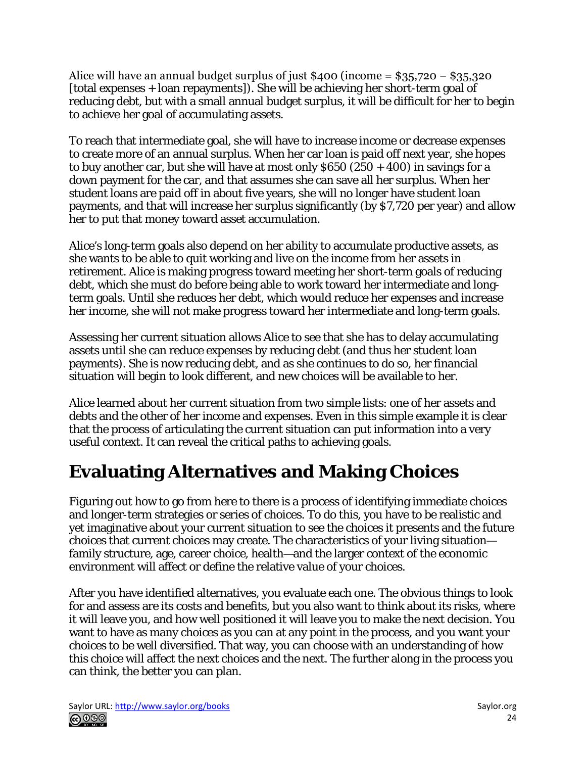Alice will have an annual budget surplus of just $400 (income = $35,720 − $35,320 [total expenses + loan repayments]). She will be achieving her short-term goal of reducing debt, but with a small annual budget surplus, it will be difficult for her to begin to achieve her goal of accumulating assets.

To reach that intermediate goal, she will have to increase income or decrease expenses to create more of an annual surplus. When her car loan is paid off next year, she hopes to buy another car, but she will have at most only $650 (250 + 400) in savings for a down payment for the car, and that assumes she can save all her surplus. When her student loans are paid off in about five years, she will no longer have student loan payments, and that will increase her surplus significantly (by $7,720 per year) and allow her to put that money toward asset accumulation.

Alice's long-term goals also depend on her ability to accumulate productive assets, as she wants to be able to quit working and live on the income from her assets in retirement. Alice is making progress toward meeting her short-term goals of reducing debt, which she must do before being able to work toward her intermediate and long-term goals. Until she reduces her debt, which would reduce her expenses and increase her income, she will not make progress toward her intermediate and long-term goals.

Assessing her current situation allows Alice to see that she has to delay accumulating assets until she can reduce expenses by reducing debt (and thus her student loan payments). She is now reducing debt, and as she continues to do so, her financial situation will begin to look different, and new choices will be available to her.

Alice learned about her current situation from two simple lists: one of her assets and debts and the other of her income and expenses. Even in this simple example it is clear that the process of articulating the current situation can put information into a very useful context. It can reveal the critical paths to achieving goals.

## Evaluating Alternatives and Making Choices

Figuring out how to go from here to there is a process of identifying immediate choices and longer-term strategies or series of choices. To do this, you have to be realistic and yet imaginative about your current situation to see the choices it presents and the future choices that current choices may create. The characteristics of your living situation—family structure, age, career choice, health—and the larger context of the economic environment will affect or define the relative value of your choices.

After you have identified alternatives, you evaluate each one. The obvious things to look for and assess are its costs and benefits, but you also want to think about its risks, where it will leave you, and how well positioned it will leave you to make the next decision. You want to have as many choices as you can at any point in the process, and you want your choices to be well diversified. That way, you can choose with an understanding of how this choice will affect the next choices and the next. The further along in the process you can think, the better you can plan.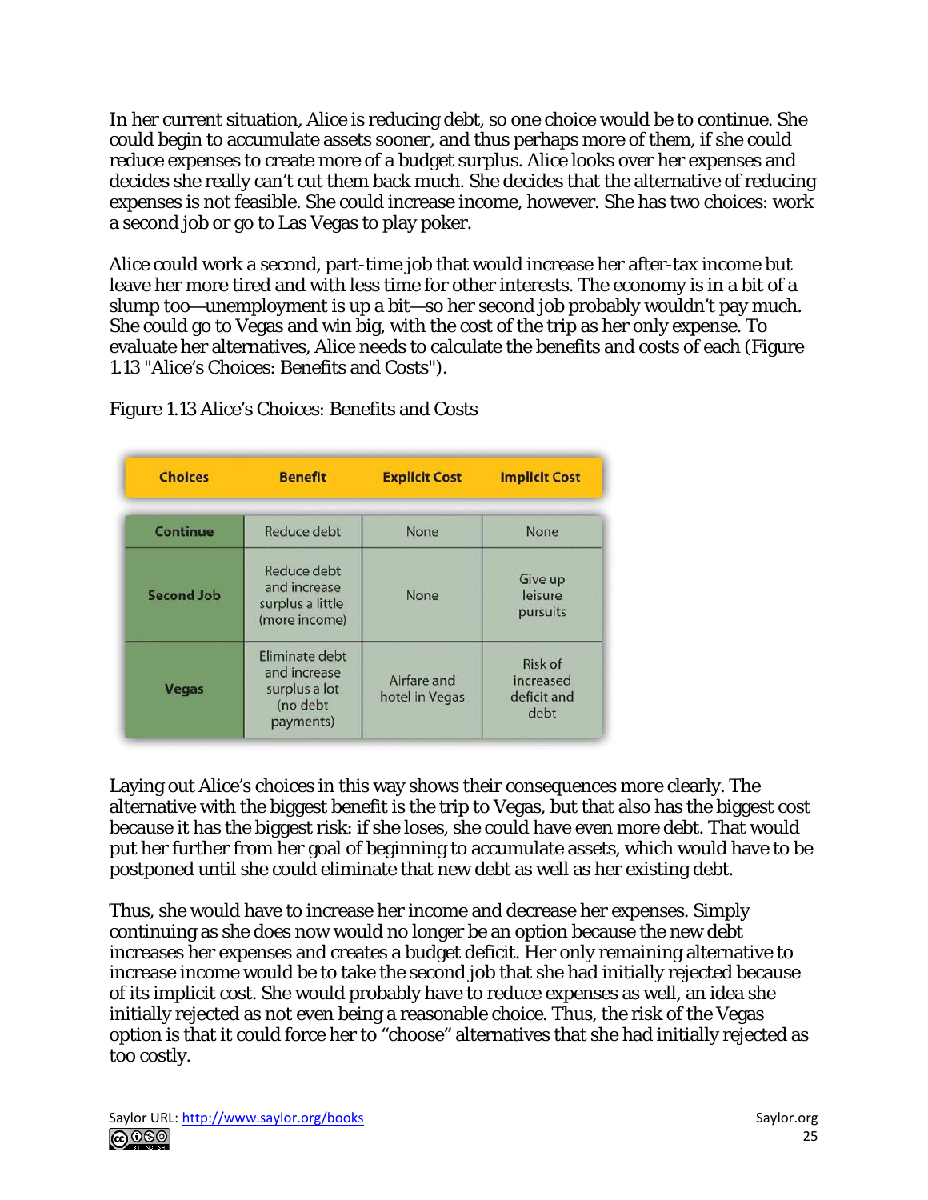In her current situation, Alice is reducing debt, so one choice would be to continue. She could begin to accumulate assets sooner, and thus perhaps more of them, if she could reduce expenses to create more of a budget surplus. Alice looks over her expenses and decides she really can't cut them back much. She decides that the alternative of reducing expenses is not feasible. She could increase income, however. She has two choices: work a second job or go to Las Vegas to play poker.

Alice could work a second, part-time job that would increase her after-tax income but leave her more tired and with less time for other interests. The economy is in a bit of a slump too—unemployment is up a bit—so her second job probably wouldn't pay much. She could go to Vegas and win big, with the cost of the trip as her only expense. To evaluate her alternatives, Alice needs to calculate the benefits and costs of each (Figure 1.13 "Alice's Choices: Benefits and Costs").

Figure 1.13 Alice's Choices: Benefits and Costs

| Choices | Benefit | Explicit Cost | Implicit Cost |
|---|---|---|---|
| **Continue** | Reduce debt | None | None |
| **Second Job** | Reduce debt and increase surplus a little (more income) | None | Give up leisure pursuits |
| **Vegas** | Eliminate debt and increase surplus a lot (no debt payments) | Airfare and hotel in Vegas | Risk of increased deficit and debt |

Laying out Alice's choices in this way shows their consequences more clearly. The alternative with the biggest benefit is the trip to Vegas, but that also has the biggest cost because it has the biggest risk: if she loses, she could have even more debt. That would put her further from her goal of beginning to accumulate assets, which would have to be postponed until she could eliminate that new debt as well as her existing debt.

Thus, she would have to increase her income and decrease her expenses. Simply continuing as she does now would no longer be an option because the new debt increases her expenses and creates a budget deficit. Her only remaining alternative to increase income would be to take the second job that she had initially rejected because of its implicit cost. She would probably have to reduce expenses as well, an idea she initially rejected as not even being a reasonable choice. Thus, the risk of the Vegas option is that it could force her to "choose" alternatives that she had initially rejected as too costly.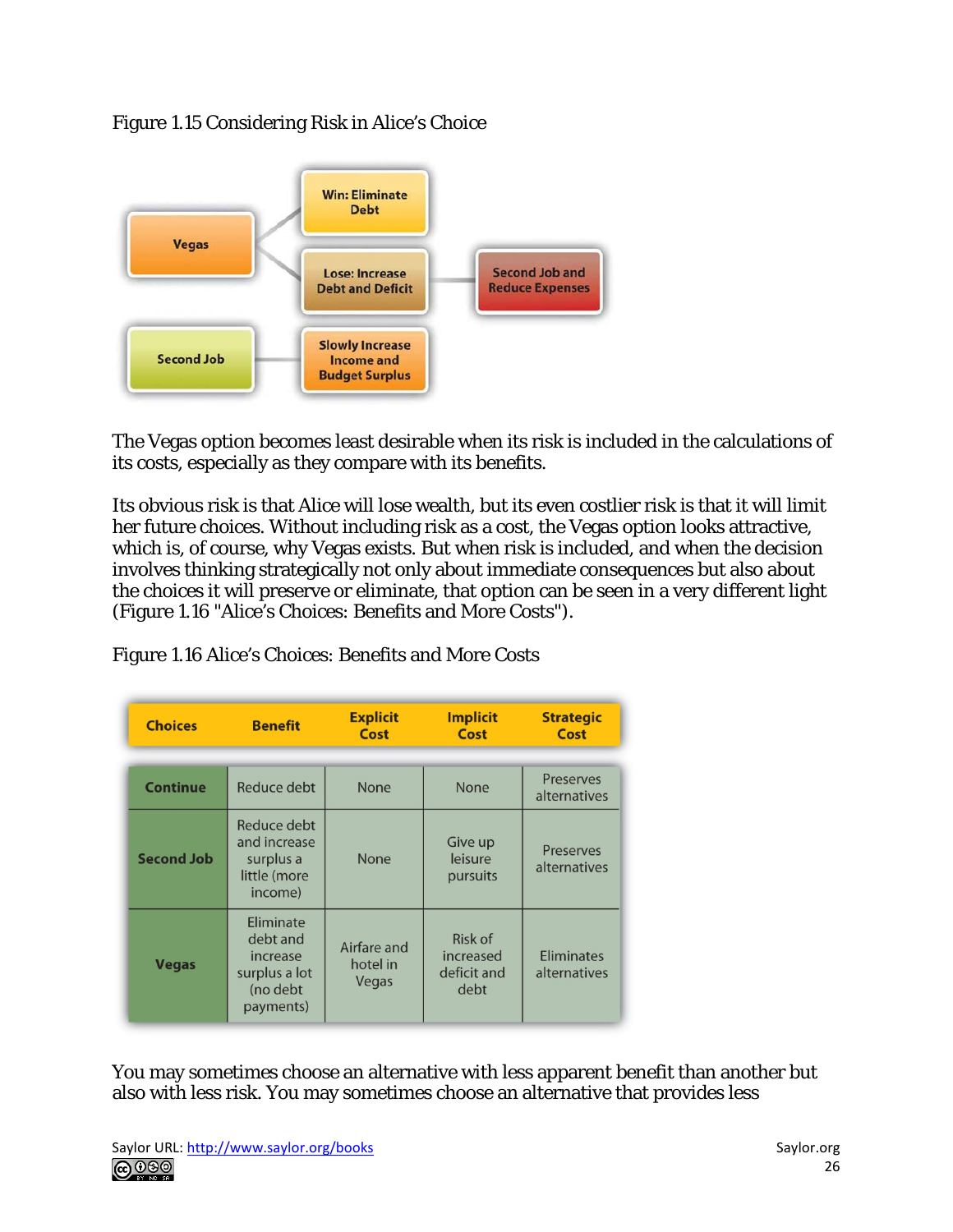Figure 1.15 Considering Risk in Alice's Choice

The Vegas option becomes least desirable when its risk is included in the calculations of its costs, especially as they compare with its benefits.

Its obvious risk is that Alice will lose wealth, but its even costlier risk is that it will limit her future choices. Without including risk as a cost, the Vegas option looks attractive, which is, of course, why Vegas exists. But when risk is included, and when the decision involves thinking strategically not only about immediate consequences but also about the choices it will preserve or eliminate, that option can be seen in a very different light (Figure 1.16 "Alice's Choices: Benefits and More Costs").

Figure 1.16 Alice's Choices: Benefits and More Costs

| Choices | Benefit | Explicit Cost | Implicit Cost | Strategic Cost |
|---|---|---|---|---|
| Continue | Reduce debt | None | None | Preserves alternatives |
| Second Job | Reduce debt and increase surplus a little (more income) | None | Give up leisure pursuits | Preserves alternatives |
| Vegas | Eliminate debt and increase surplus a lot (no debt payments) | Airfare and hotel in Vegas | Risk of increased deficit and debt | Eliminates alternatives |

You may sometimes choose an alternative with less apparent benefit than another but also with less risk. You may sometimes choose an alternative that provides less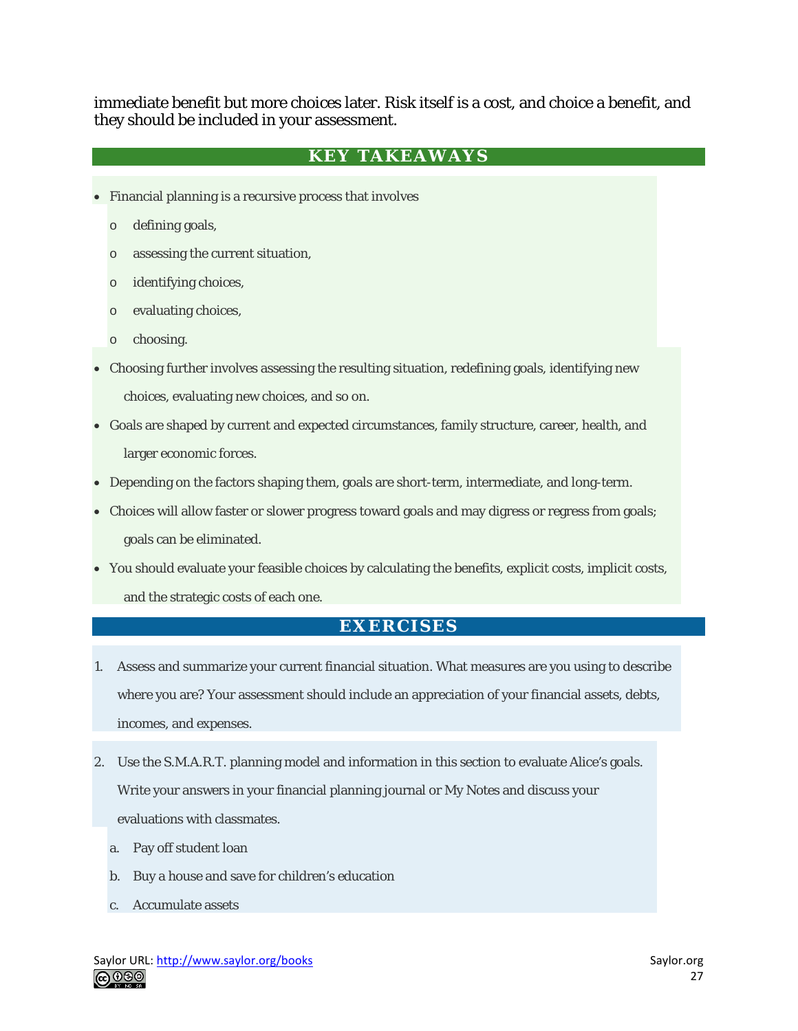immediate benefit but more choices later. Risk itself is a cost, and choice a benefit, and they should be included in your assessment.

## KEY TAKEAWAYS

- Financial planning is a recursive process that involves
  - defining goals,
  - assessing the current situation,
  - identifying choices,
  - evaluating choices,
  - choosing.
- Choosing further involves assessing the resulting situation, redefining goals, identifying new choices, evaluating new choices, and so on.
- Goals are shaped by current and expected circumstances, family structure, career, health, and larger economic forces.
- Depending on the factors shaping them, goals are short-term, intermediate, and long-term.
- Choices will allow faster or slower progress toward goals and may digress or regress from goals; goals can be eliminated.
- You should evaluate your feasible choices by calculating the benefits, explicit costs, implicit costs, and the strategic costs of each one.

## EXERCISES

1. Assess and summarize your current financial situation. What measures are you using to describe where you are? Your assessment should include an appreciation of your financial assets, debts, incomes, and expenses.
2. Use the S.M.A.R.T. planning model and information in this section to evaluate Alice's goals. Write your answers in your financial planning journal or My Notes and discuss your evaluations with classmates.
   a. Pay off student loan
   b. Buy a house and save for children's education
   c. Accumulate assets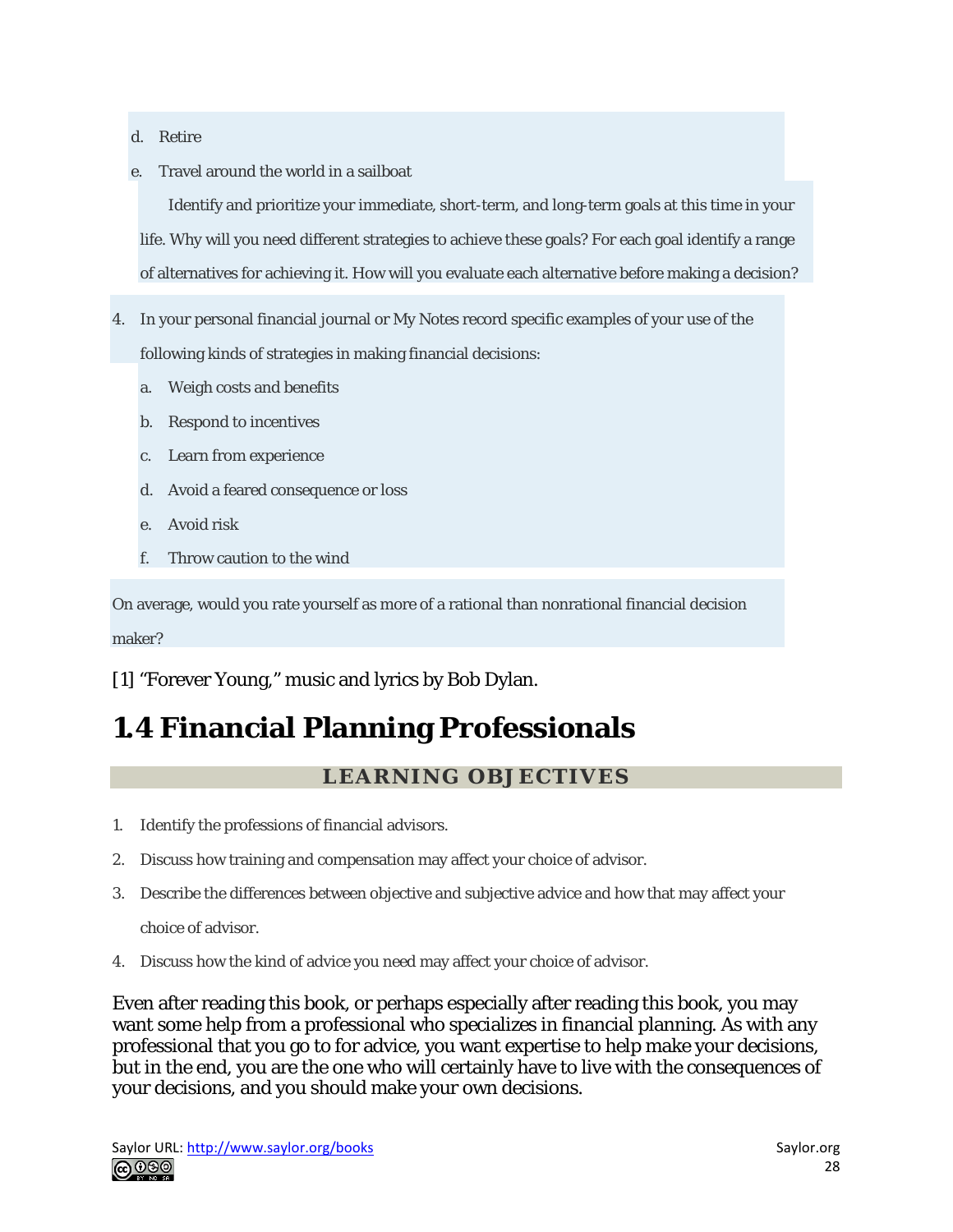d. Retire
e. Travel around the world in a sailboat

Identify and prioritize your immediate, short-term, and long-term goals at this time in your life. Why will you need different strategies to achieve these goals? For each goal identify a range of alternatives for achieving it. How will you evaluate each alternative before making a decision?

4. In your personal financial journal or My Notes record specific examples of your use of the following kinds of strategies in making financial decisions:
   a. Weigh costs and benefits
   b. Respond to incentives
   c. Learn from experience
   d. Avoid a feared consequence or loss
   e. Avoid risk
   f. Throw caution to the wind

On average, would you rate yourself as more of a rational than nonrational financial decision maker?

[1] "Forever Young," music and lyrics by Bob Dylan.

# 1.4 Financial Planning Professionals

## LEARNING OBJECTIVES

1. Identify the professions of financial advisors.
2. Discuss how training and compensation may affect your choice of advisor.
3. Describe the differences between objective and subjective advice and how that may affect your choice of advisor.
4. Discuss how the kind of advice you need may affect your choice of advisor.

Even after reading this book, or perhaps especially after reading this book, you may want some help from a professional who specializes in financial planning. As with any professional that you go to for advice, you want expertise to help make your decisions, but in the end, you are the one who will certainly have to live with the consequences of your decisions, and you should make your own decisions.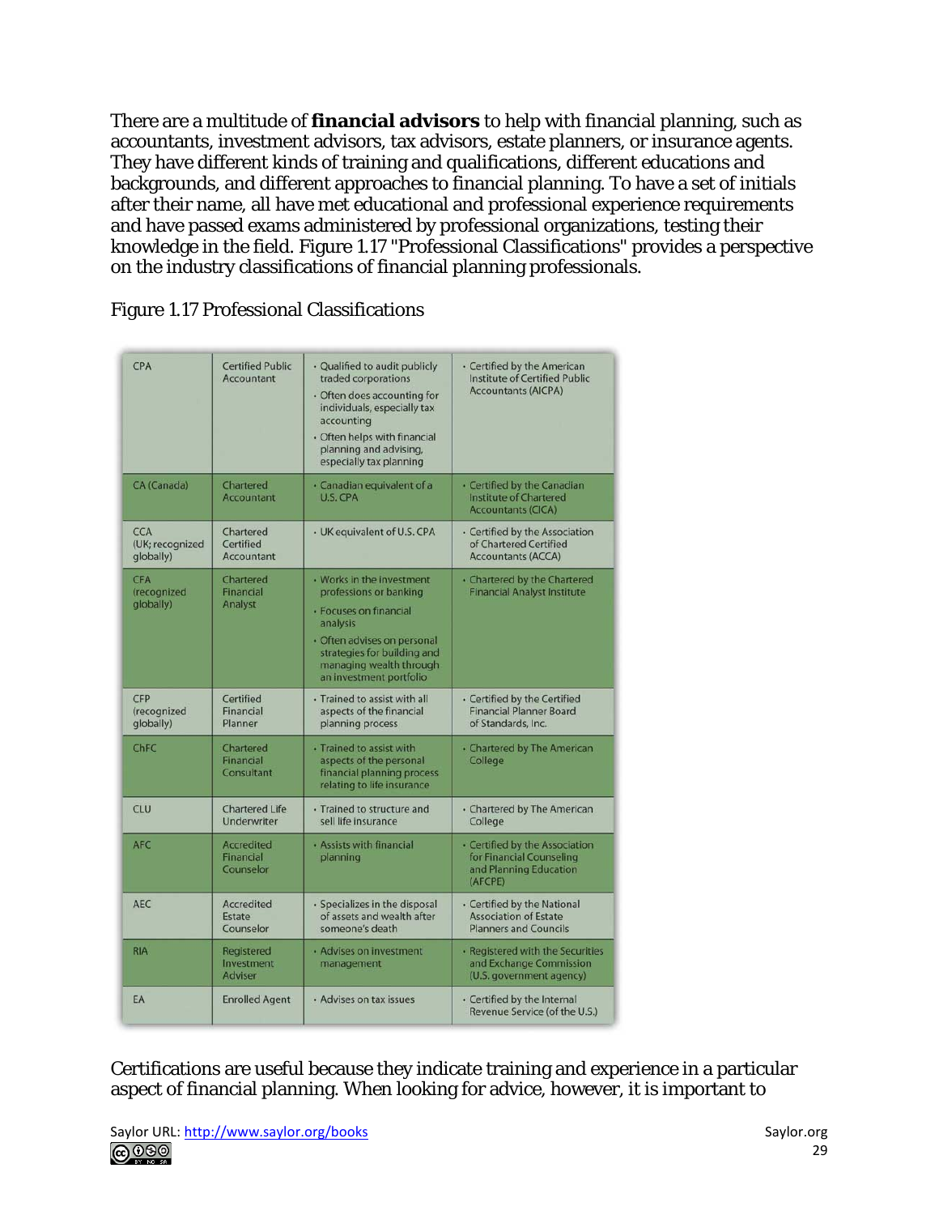There are a multitude of **financial advisors** to help with financial planning, such as accountants, investment advisors, tax advisors, estate planners, or insurance agents. They have different kinds of training and qualifications, different educations and backgrounds, and different approaches to financial planning. To have a set of initials after their name, all have met educational and professional experience requirements and have passed exams administered by professional organizations, testing their knowledge in the field. Figure 1.17 "Professional Classifications" provides a perspective on the industry classifications of financial planning professionals.

Figure 1.17 Professional Classifications

| | | | |
|---|---|---|---|
| CPA | Certified Public Accountant | • Qualified to audit publicly traded corporations<br>• Often does accounting for individuals, especially tax accounting<br>• Often helps with financial planning and advising, especially tax planning | • Certified by the American Institute of Certified Public Accountants (AICPA) |
| CA (Canada) | Chartered Accountant | • Canadian equivalent of a U.S. CPA | • Certified by the Canadian Institute of Chartered Accountants (CICA) |
| CCA (UK; recognized globally) | Chartered Certified Accountant | • UK equivalent of U.S. CPA | • Certified by the Association of Chartered Certified Accountants (ACCA) |
| CFA (recognized globally) | Chartered Financial Analyst | • Works in the investment professions or banking<br>• Focuses on financial analysis<br>• Often advises on personal strategies for building and managing wealth through an investment portfolio | • Chartered by the Chartered Financial Analyst Institute |
| CFP (recognized globally) | Certified Financial Planner | • Trained to assist with all aspects of the financial planning process | • Certified by the Certified Financial Planner Board of Standards, Inc. |
| ChFC | Chartered Financial Consultant | • Trained to assist with aspects of the personal financial planning process relating to life insurance | • Chartered by The American College |
| CLU | Chartered Life Underwriter | • Trained to structure and sell life insurance | • Chartered by The American College |
| AFC | Accredited Financial Counselor | • Assists with financial planning | • Certified by the Association for Financial Counseling and Planning Education (AFCPE) |
| AEC | Accredited Estate Counselor | • Specializes in the disposal of assets and wealth after someone's death | • Certified by the National Association of Estate Planners and Councils |
| RIA | Registered Investment Adviser | • Advises on investment management | • Registered with the Securities and Exchange Commission (U.S. government agency) |
| EA | Enrolled Agent | • Advises on tax issues | • Certified by the Internal Revenue Service (of the U.S.) |

Certifications are useful because they indicate training and experience in a particular aspect of financial planning. When looking for advice, however, it is important to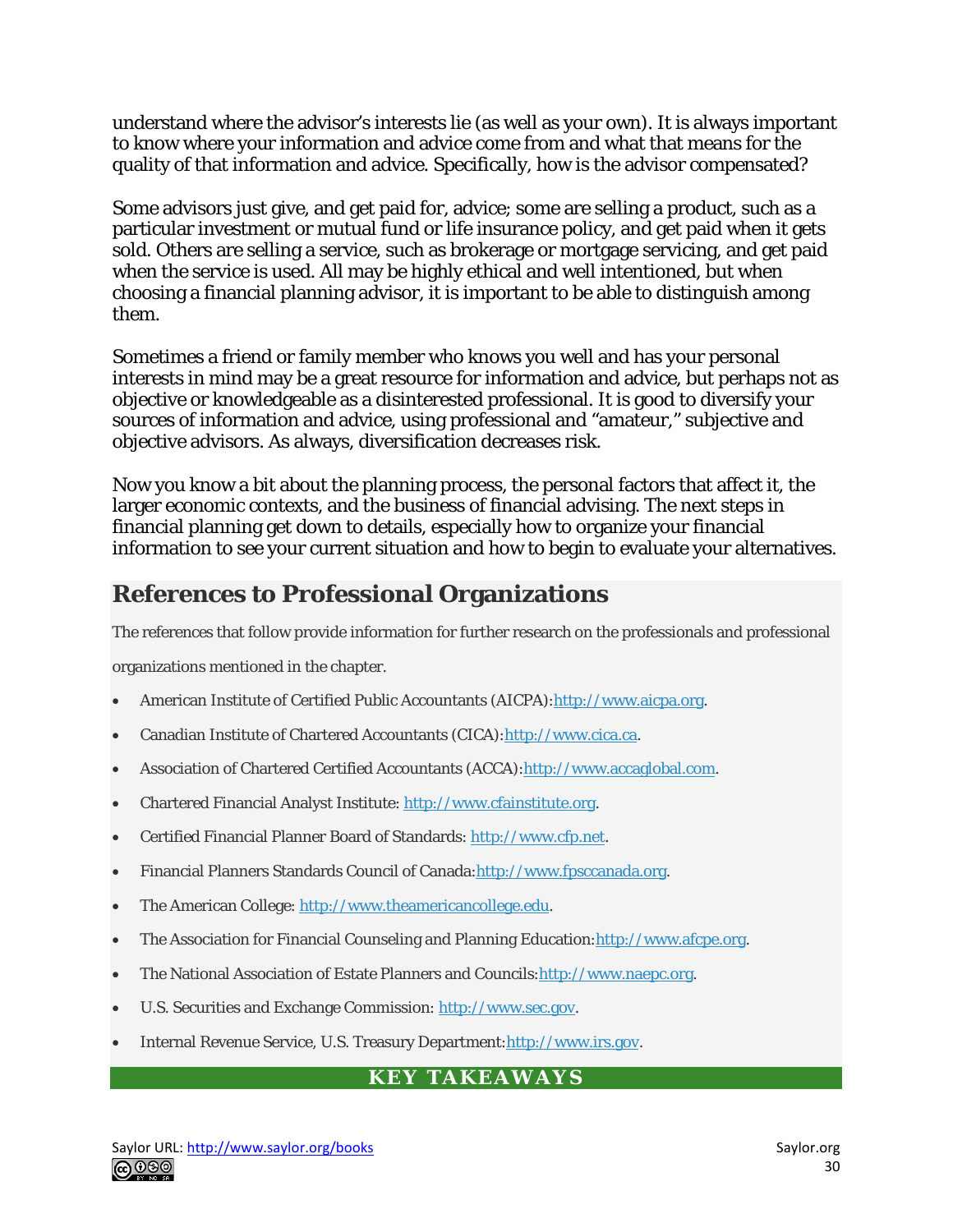understand where the advisor's interests lie (as well as your own). It is always important to know where your information and advice come from and what that means for the quality of that information and advice. Specifically, how is the advisor compensated?

Some advisors just give, and get paid for, advice; some are selling a product, such as a particular investment or mutual fund or life insurance policy, and get paid when it gets sold. Others are selling a service, such as brokerage or mortgage servicing, and get paid when the service is used. All may be highly ethical and well intentioned, but when choosing a financial planning advisor, it is important to be able to distinguish among them.

Sometimes a friend or family member who knows you well and has your personal interests in mind may be a great resource for information and advice, but perhaps not as objective or knowledgeable as a disinterested professional. It is good to diversify your sources of information and advice, using professional and "amateur," subjective and objective advisors. As always, diversification decreases risk.

Now you know a bit about the planning process, the personal factors that affect it, the larger economic contexts, and the business of financial advising. The next steps in financial planning get down to details, especially how to organize your financial information to see your current situation and how to begin to evaluate your alternatives.

## References to Professional Organizations

The references that follow provide information for further research on the professionals and professional organizations mentioned in the chapter.

- American Institute of Certified Public Accountants (AICPA):http://www.aicpa.org.
- Canadian Institute of Chartered Accountants (CICA):http://www.cica.ca.
- Association of Chartered Certified Accountants (ACCA):http://www.accaglobal.com.
- Chartered Financial Analyst Institute: http://www.cfainstitute.org.
- Certified Financial Planner Board of Standards: http://www.cfp.net.
- Financial Planners Standards Council of Canada:http://www.fpsccanada.org.
- The American College: http://www.theamericancollege.edu.
- The Association for Financial Counseling and Planning Education:http://www.afcpe.org.
- The National Association of Estate Planners and Councils:http://www.naepc.org.
- U.S. Securities and Exchange Commission: http://www.sec.gov.
- Internal Revenue Service, U.S. Treasury Department:http://www.irs.gov.

## KEY TAKEAWAYS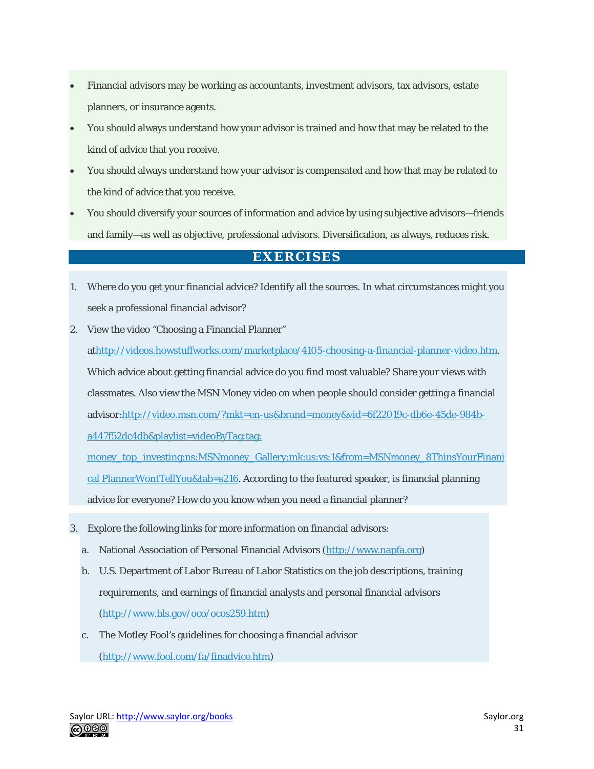- Financial advisors may be working as accountants, investment advisors, tax advisors, estate planners, or insurance agents.
- You should always understand how your advisor is trained and how that may be related to the kind of advice that you receive.
- You should always understand how your advisor is compensated and how that may be related to the kind of advice that you receive.
- You should diversify your sources of information and advice by using subjective advisors—friends and family—as well as objective, professional advisors. Diversification, as always, reduces risk.

## EXERCISES

1. Where do you get your financial advice? Identify all the sources. In what circumstances might you seek a professional financial advisor?
2. View the video "Choosing a Financial Planner" athttp://videos.howstuffworks.com/marketplace/4105-choosing-a-financial-planner-video.htm. Which advice about getting financial advice do you find most valuable? Share your views with classmates. Also view the MSN Money video on when people should consider getting a financial advisor:http://video.msn.com/?mkt=en-us&brand=money&vid=6f22019c-db6e-45de-984b-a447f52dc4db&playlist=videoByTag:tag:money_top_investing:ns:MSNmoney_Gallery:mk:us:vs:1&from=MSNmoney_8ThinsYourFinancial PlannerWontTellYou&tab=s216. According to the featured speaker, is financial planning advice for everyone? How do you know when you need a financial planner?
3. Explore the following links for more information on financial advisors:
   a. National Association of Personal Financial Advisors (http://www.napfa.org)
   b. U.S. Department of Labor Bureau of Labor Statistics on the job descriptions, training requirements, and earnings of financial analysts and personal financial advisors (http://www.bls.gov/oco/ocos259.htm)
   c. The Motley Fool's guidelines for choosing a financial advisor (http://www.fool.com/fa/finadvice.htm)